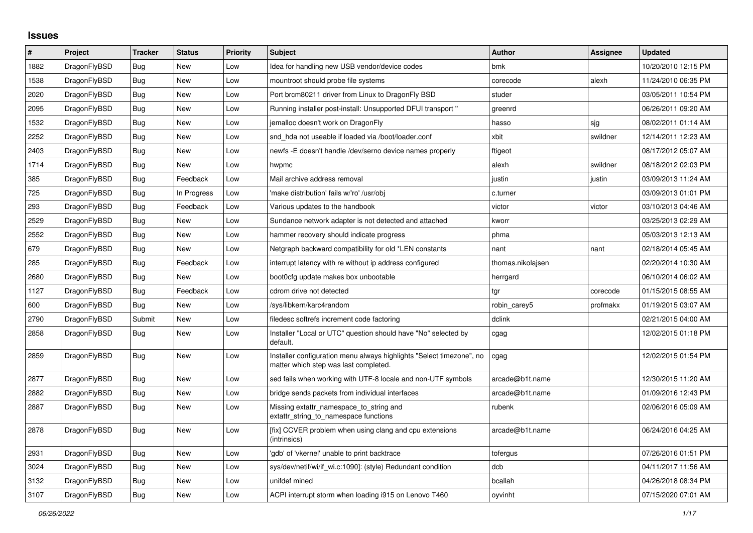# Issues

| # | Project | Tracker | Status | Priority | Subject | Author | Assignee | Updated |
|---|---|---|---|---|---|---|---|---|
| 1882 | DragonFlyBSD | Bug | New | Low | Idea for handling new USB vendor/device codes | bmk | | 10/20/2010 12:15 PM |
| 1538 | DragonFlyBSD | Bug | New | Low | mountroot should probe file systems | corecode | alexh | 11/24/2010 06:35 PM |
| 2020 | DragonFlyBSD | Bug | New | Low | Port brcm80211 driver from Linux to DragonFly BSD | studer | | 03/05/2011 10:54 PM |
| 2095 | DragonFlyBSD | Bug | New | Low | Running installer post-install: Unsupported DFUI transport " | greenrd | | 06/26/2011 09:20 AM |
| 1532 | DragonFlyBSD | Bug | New | Low | jemalloc doesn't work on DragonFly | hasso | sjg | 08/02/2011 01:14 AM |
| 2252 | DragonFlyBSD | Bug | New | Low | snd_hda not useable if loaded via /boot/loader.conf | xbit | swildner | 12/14/2011 12:23 AM |
| 2403 | DragonFlyBSD | Bug | New | Low | newfs -E doesn't handle /dev/serno device names properly | ftigeot | | 08/17/2012 05:07 AM |
| 1714 | DragonFlyBSD | Bug | New | Low | hwpmc | alexh | swildner | 08/18/2012 02:03 PM |
| 385 | DragonFlyBSD | Bug | Feedback | Low | Mail archive address removal | justin | justin | 03/09/2013 11:24 AM |
| 725 | DragonFlyBSD | Bug | In Progress | Low | 'make distribution' fails w/'ro' /usr/obj | c.turner | | 03/09/2013 01:01 PM |
| 293 | DragonFlyBSD | Bug | Feedback | Low | Various updates to the handbook | victor | victor | 03/10/2013 04:46 AM |
| 2529 | DragonFlyBSD | Bug | New | Low | Sundance network adapter is not detected and attached | kworr | | 03/25/2013 02:29 AM |
| 2552 | DragonFlyBSD | Bug | New | Low | hammer recovery should indicate progress | phma | | 05/03/2013 12:13 AM |
| 679 | DragonFlyBSD | Bug | New | Low | Netgraph backward compatibility for old *LEN constants | nant | nant | 02/18/2014 05:45 AM |
| 285 | DragonFlyBSD | Bug | Feedback | Low | interrupt latency with re without ip address configured | thomas.nikolajsen | | 02/20/2014 10:30 AM |
| 2680 | DragonFlyBSD | Bug | New | Low | boot0cfg update makes box unbootable | herrgard | | 06/10/2014 06:02 AM |
| 1127 | DragonFlyBSD | Bug | Feedback | Low | cdrom drive not detected | tgr | corecode | 01/15/2015 08:55 AM |
| 600 | DragonFlyBSD | Bug | New | Low | /sys/libkern/karc4random | robin_carey5 | profmakx | 01/19/2015 03:07 AM |
| 2790 | DragonFlyBSD | Submit | New | Low | filedesc softrefs increment code factoring | dclink | | 02/21/2015 04:00 AM |
| 2858 | DragonFlyBSD | Bug | New | Low | Installer "Local or UTC" question should have "No" selected by default. | cgag | | 12/02/2015 01:18 PM |
| 2859 | DragonFlyBSD | Bug | New | Low | Installer configuration menu always highlights "Select timezone", no matter which step was last completed. | cgag | | 12/02/2015 01:54 PM |
| 2877 | DragonFlyBSD | Bug | New | Low | sed fails when working with UTF-8 locale and non-UTF symbols | arcade@b1t.name | | 12/30/2015 11:20 AM |
| 2882 | DragonFlyBSD | Bug | New | Low | bridge sends packets from individual interfaces | arcade@b1t.name | | 01/09/2016 12:43 PM |
| 2887 | DragonFlyBSD | Bug | New | Low | Missing extattr_namespace_to_string and extattr_string_to_namespace functions | rubenk | | 02/06/2016 05:09 AM |
| 2878 | DragonFlyBSD | Bug | New | Low | [fix] CCVER problem when using clang and cpu extensions (intrinsics) | arcade@b1t.name | | 06/24/2016 04:25 AM |
| 2931 | DragonFlyBSD | Bug | New | Low | 'gdb' of 'vkernel' unable to print backtrace | tofergus | | 07/26/2016 01:51 PM |
| 3024 | DragonFlyBSD | Bug | New | Low | sys/dev/netif/wi/if_wi.c:1090]: (style) Redundant condition | dcb | | 04/11/2017 11:56 AM |
| 3132 | DragonFlyBSD | Bug | New | Low | unifdef mined | bcallah | | 04/26/2018 08:34 PM |
| 3107 | DragonFlyBSD | Bug | New | Low | ACPI interrupt storm when loading i915 on Lenovo T460 | oyvinht | | 07/15/2020 07:01 AM |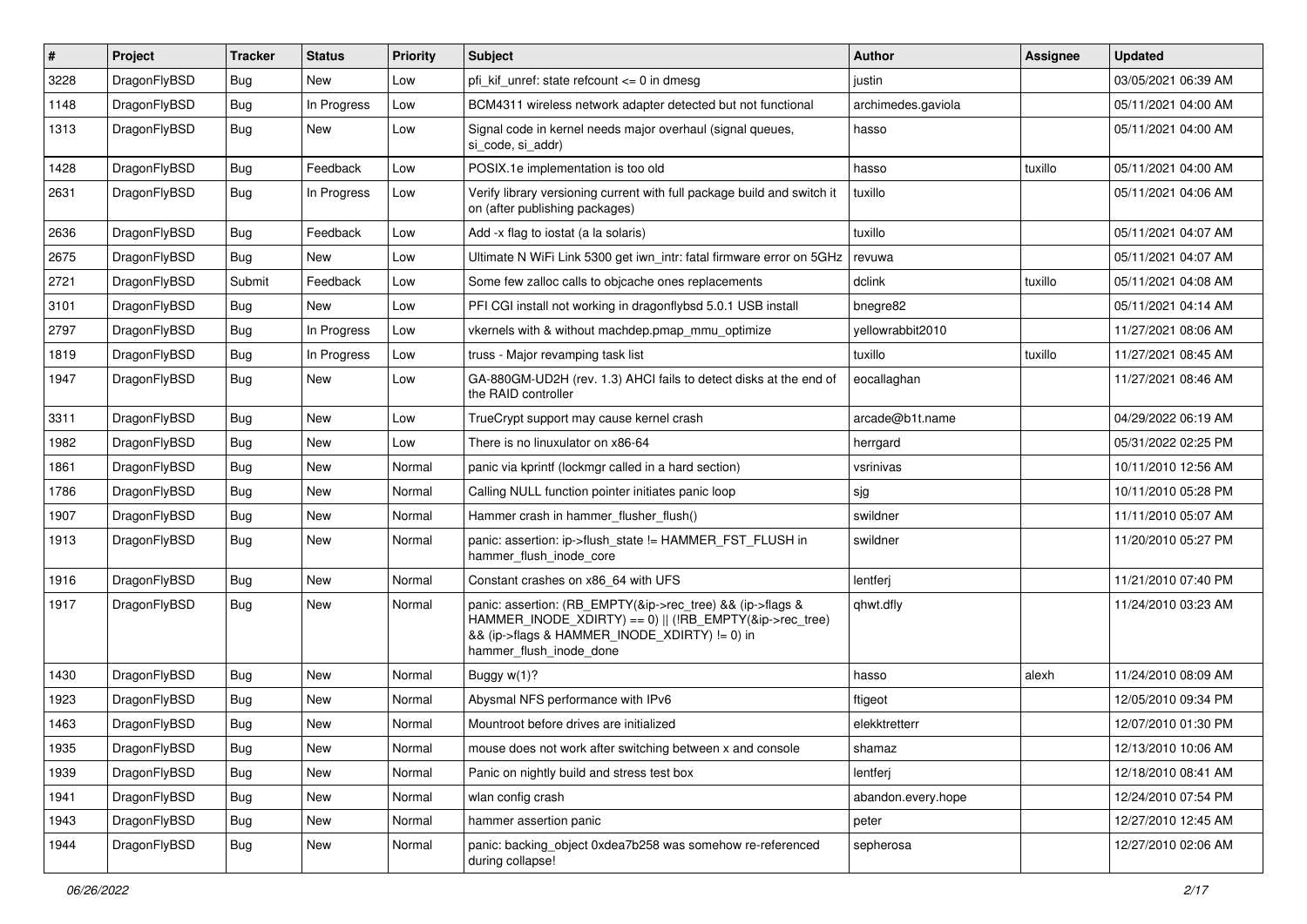| # | Project | Tracker | Status | Priority | Subject | Author | Assignee | Updated |
|---|---|---|---|---|---|---|---|---|
| 3228 | DragonFlyBSD | Bug | New | Low | pfi_kif_unref: state refcount <= 0 in dmesg | justin | | 03/05/2021 06:39 AM |
| 1148 | DragonFlyBSD | Bug | In Progress | Low | BCM4311 wireless network adapter detected but not functional | archimedes.gaviola | | 05/11/2021 04:00 AM |
| 1313 | DragonFlyBSD | Bug | New | Low | Signal code in kernel needs major overhaul (signal queues, si_code, si_addr) | hasso | | 05/11/2021 04:00 AM |
| 1428 | DragonFlyBSD | Bug | Feedback | Low | POSIX.1e implementation is too old | hasso | tuxillo | 05/11/2021 04:00 AM |
| 2631 | DragonFlyBSD | Bug | In Progress | Low | Verify library versioning current with full package build and switch it on (after publishing packages) | tuxillo | | 05/11/2021 04:06 AM |
| 2636 | DragonFlyBSD | Bug | Feedback | Low | Add -x flag to iostat (a la solaris) | tuxillo | | 05/11/2021 04:07 AM |
| 2675 | DragonFlyBSD | Bug | New | Low | Ultimate N WiFi Link 5300 get iwn_intr: fatal firmware error on 5GHz | revuwa | | 05/11/2021 04:07 AM |
| 2721 | DragonFlyBSD | Submit | Feedback | Low | Some few zalloc calls to objcache ones replacements | dclink | tuxillo | 05/11/2021 04:08 AM |
| 3101 | DragonFlyBSD | Bug | New | Low | PFI CGI install not working in dragonflybsd 5.0.1 USB install | bnegre82 | | 05/11/2021 04:14 AM |
| 2797 | DragonFlyBSD | Bug | In Progress | Low | vkernels with & without machdep.pmap_mmu_optimize | yellowrabbit2010 | | 11/27/2021 08:06 AM |
| 1819 | DragonFlyBSD | Bug | In Progress | Low | truss - Major revamping task list | tuxillo | tuxillo | 11/27/2021 08:45 AM |
| 1947 | DragonFlyBSD | Bug | New | Low | GA-880GM-UD2H (rev. 1.3) AHCI fails to detect disks at the end of the RAID controller | eocallaghan | | 11/27/2021 08:46 AM |
| 3311 | DragonFlyBSD | Bug | New | Low | TrueCrypt support may cause kernel crash | arcade@b1t.name | | 04/29/2022 06:19 AM |
| 1982 | DragonFlyBSD | Bug | New | Low | There is no linuxulator on x86-64 | herrgard | | 05/31/2022 02:25 PM |
| 1861 | DragonFlyBSD | Bug | New | Normal | panic via kprintf (lockmgr called in a hard section) | vsrinivas | | 10/11/2010 12:56 AM |
| 1786 | DragonFlyBSD | Bug | New | Normal | Calling NULL function pointer initiates panic loop | sjg | | 10/11/2010 05:28 PM |
| 1907 | DragonFlyBSD | Bug | New | Normal | Hammer crash in hammer_flusher_flush() | swildner | | 11/11/2010 05:07 AM |
| 1913 | DragonFlyBSD | Bug | New | Normal | panic: assertion: ip->flush_state != HAMMER_FST_FLUSH in hammer_flush_inode_core | swildner | | 11/20/2010 05:27 PM |
| 1916 | DragonFlyBSD | Bug | New | Normal | Constant crashes on x86_64 with UFS | lentferj | | 11/21/2010 07:40 PM |
| 1917 | DragonFlyBSD | Bug | New | Normal | panic: assertion: (RB_EMPTY(&ip->rec_tree) && (ip->flags & HAMMER_INODE_XDIRTY) == 0) \|\| (!RB_EMPTY(&ip->rec_tree) && (ip->flags & HAMMER_INODE_XDIRTY) != 0) in hammer_flush_inode_done | qhwt.dfly | | 11/24/2010 03:23 AM |
| 1430 | DragonFlyBSD | Bug | New | Normal | Buggy w(1)? | hasso | alexh | 11/24/2010 08:09 AM |
| 1923 | DragonFlyBSD | Bug | New | Normal | Abysmal NFS performance with IPv6 | ftigeot | | 12/05/2010 09:34 PM |
| 1463 | DragonFlyBSD | Bug | New | Normal | Mountroot before drives are initialized | elekktretterr | | 12/07/2010 01:30 PM |
| 1935 | DragonFlyBSD | Bug | New | Normal | mouse does not work after switching between x and console | shamaz | | 12/13/2010 10:06 AM |
| 1939 | DragonFlyBSD | Bug | New | Normal | Panic on nightly build and stress test box | lentferj | | 12/18/2010 08:41 AM |
| 1941 | DragonFlyBSD | Bug | New | Normal | wlan config crash | abandon.every.hope | | 12/24/2010 07:54 PM |
| 1943 | DragonFlyBSD | Bug | New | Normal | hammer assertion panic | peter | | 12/27/2010 12:45 AM |
| 1944 | DragonFlyBSD | Bug | New | Normal | panic: backing_object 0xdea7b258 was somehow re-referenced during collapse! | sepherosa | | 12/27/2010 02:06 AM |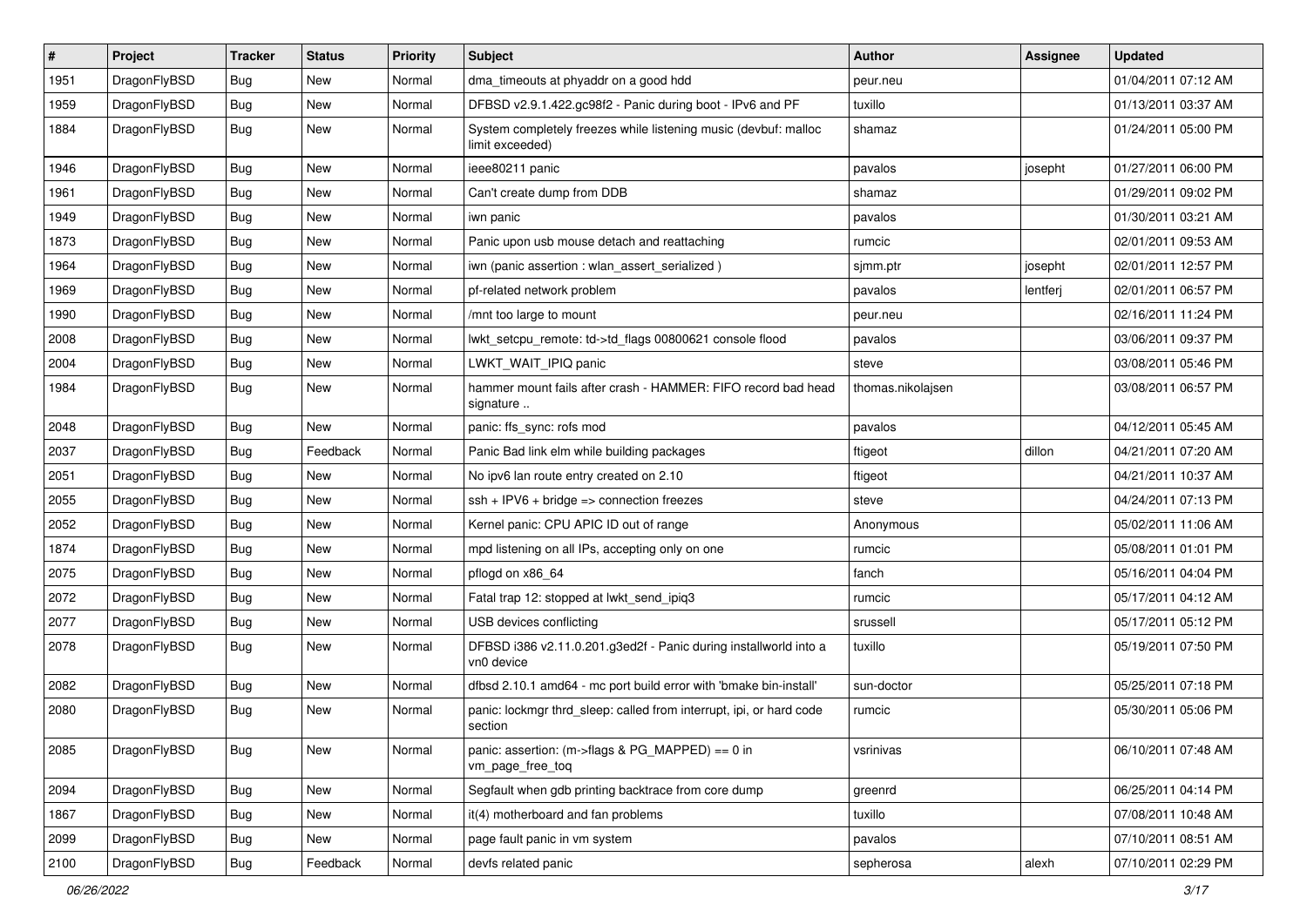| # | Project | Tracker | Status | Priority | Subject | Author | Assignee | Updated |
|---|---|---|---|---|---|---|---|---|
| 1951 | DragonFlyBSD | Bug | New | Normal | dma_timeouts at phyaddr on a good hdd | peur.neu | | 01/04/2011 07:12 AM |
| 1959 | DragonFlyBSD | Bug | New | Normal | DFBSD v2.9.1.422.gc98f2 - Panic during boot - IPv6 and PF | tuxillo | | 01/13/2011 03:37 AM |
| 1884 | DragonFlyBSD | Bug | New | Normal | System completely freezes while listening music (devbuf: malloc limit exceeded) | shamaz | | 01/24/2011 05:00 PM |
| 1946 | DragonFlyBSD | Bug | New | Normal | ieee80211 panic | pavalos | josepht | 01/27/2011 06:00 PM |
| 1961 | DragonFlyBSD | Bug | New | Normal | Can't create dump from DDB | shamaz | | 01/29/2011 09:02 PM |
| 1949 | DragonFlyBSD | Bug | New | Normal | iwn panic | pavalos | | 01/30/2011 03:21 AM |
| 1873 | DragonFlyBSD | Bug | New | Normal | Panic upon usb mouse detach and reattaching | rumcic | | 02/01/2011 09:53 AM |
| 1964 | DragonFlyBSD | Bug | New | Normal | iwn (panic assertion : wlan_assert_serialized ) | sjmm.ptr | josepht | 02/01/2011 12:57 PM |
| 1969 | DragonFlyBSD | Bug | New | Normal | pf-related network problem | pavalos | lentferj | 02/01/2011 06:57 PM |
| 1990 | DragonFlyBSD | Bug | New | Normal | /mnt too large to mount | peur.neu | | 02/16/2011 11:24 PM |
| 2008 | DragonFlyBSD | Bug | New | Normal | lwkt_setcpu_remote: td->td_flags 00800621 console flood | pavalos | | 03/06/2011 09:37 PM |
| 2004 | DragonFlyBSD | Bug | New | Normal | LWKT_WAIT_IPIQ panic | steve | | 03/08/2011 05:46 PM |
| 1984 | DragonFlyBSD | Bug | New | Normal | hammer mount fails after crash - HAMMER: FIFO record bad head signature .. | thomas.nikolajsen | | 03/08/2011 06:57 PM |
| 2048 | DragonFlyBSD | Bug | New | Normal | panic: ffs_sync: rofs mod | pavalos | | 04/12/2011 05:45 AM |
| 2037 | DragonFlyBSD | Bug | Feedback | Normal | Panic Bad link elm while building packages | ftigeot | dillon | 04/21/2011 07:20 AM |
| 2051 | DragonFlyBSD | Bug | New | Normal | No ipv6 lan route entry created on 2.10 | ftigeot | | 04/21/2011 10:37 AM |
| 2055 | DragonFlyBSD | Bug | New | Normal | ssh + IPV6 + bridge => connection freezes | steve | | 04/24/2011 07:13 PM |
| 2052 | DragonFlyBSD | Bug | New | Normal | Kernel panic: CPU APIC ID out of range | Anonymous | | 05/02/2011 11:06 AM |
| 1874 | DragonFlyBSD | Bug | New | Normal | mpd listening on all IPs, accepting only on one | rumcic | | 05/08/2011 01:01 PM |
| 2075 | DragonFlyBSD | Bug | New | Normal | pflogd on x86_64 | fanch | | 05/16/2011 04:04 PM |
| 2072 | DragonFlyBSD | Bug | New | Normal | Fatal trap 12: stopped at lwkt_send_ipiq3 | rumcic | | 05/17/2011 04:12 AM |
| 2077 | DragonFlyBSD | Bug | New | Normal | USB devices conflicting | srussell | | 05/17/2011 05:12 PM |
| 2078 | DragonFlyBSD | Bug | New | Normal | DFBSD i386 v2.11.0.201.g3ed2f - Panic during installworld into a vn0 device | tuxillo | | 05/19/2011 07:50 PM |
| 2082 | DragonFlyBSD | Bug | New | Normal | dfbsd 2.10.1 amd64 - mc port build error with 'bmake bin-install' | sun-doctor | | 05/25/2011 07:18 PM |
| 2080 | DragonFlyBSD | Bug | New | Normal | panic: lockmgr thrd_sleep: called from interrupt, ipi, or hard code section | rumcic | | 05/30/2011 05:06 PM |
| 2085 | DragonFlyBSD | Bug | New | Normal | panic: assertion: (m->flags & PG_MAPPED) == 0 in vm_page_free_toq | vsrinivas | | 06/10/2011 07:48 AM |
| 2094 | DragonFlyBSD | Bug | New | Normal | Segfault when gdb printing backtrace from core dump | greenrd | | 06/25/2011 04:14 PM |
| 1867 | DragonFlyBSD | Bug | New | Normal | it(4) motherboard and fan problems | tuxillo | | 07/08/2011 10:48 AM |
| 2099 | DragonFlyBSD | Bug | New | Normal | page fault panic in vm system | pavalos | | 07/10/2011 08:51 AM |
| 2100 | DragonFlyBSD | Bug | Feedback | Normal | devfs related panic | sepherosa | alexh | 07/10/2011 02:29 PM |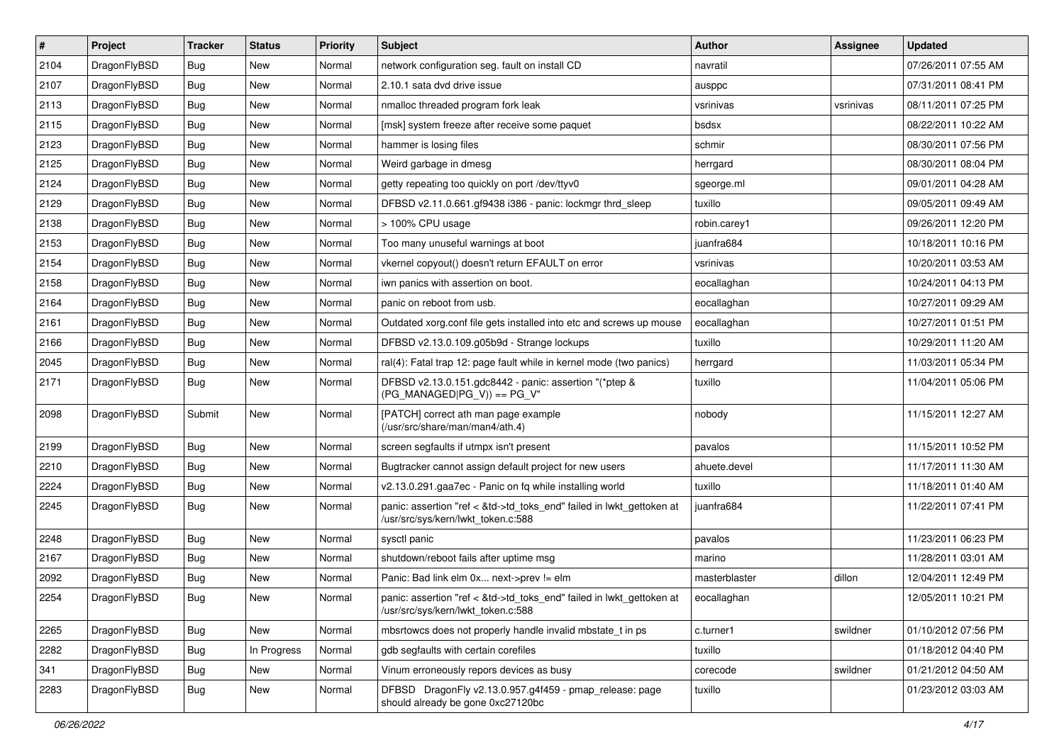| # | Project | Tracker | Status | Priority | Subject | Author | Assignee | Updated |
|---|---|---|---|---|---|---|---|---|
| 2104 | DragonFlyBSD | Bug | New | Normal | network configuration seg. fault on install CD | navratil | | 07/26/2011 07:55 AM |
| 2107 | DragonFlyBSD | Bug | New | Normal | 2.10.1 sata dvd drive issue | ausppc | | 07/31/2011 08:41 PM |
| 2113 | DragonFlyBSD | Bug | New | Normal | nmalloc threaded program fork leak | vsrinivas | vsrinivas | 08/11/2011 07:25 PM |
| 2115 | DragonFlyBSD | Bug | New | Normal | [msk] system freeze after receive some paquet | bsdsx | | 08/22/2011 10:22 AM |
| 2123 | DragonFlyBSD | Bug | New | Normal | hammer is losing files | schmir | | 08/30/2011 07:56 PM |
| 2125 | DragonFlyBSD | Bug | New | Normal | Weird garbage in dmesg | herrgard | | 08/30/2011 08:04 PM |
| 2124 | DragonFlyBSD | Bug | New | Normal | getty repeating too quickly on port /dev/ttyv0 | sgeorge.ml | | 09/01/2011 04:28 AM |
| 2129 | DragonFlyBSD | Bug | New | Normal | DFBSD v2.11.0.661.gf9438 i386 - panic: lockmgr thrd_sleep | tuxillo | | 09/05/2011 09:49 AM |
| 2138 | DragonFlyBSD | Bug | New | Normal | > 100% CPU usage | robin.carey1 | | 09/26/2011 12:20 PM |
| 2153 | DragonFlyBSD | Bug | New | Normal | Too many unuseful warnings at boot | juanfra684 | | 10/18/2011 10:16 PM |
| 2154 | DragonFlyBSD | Bug | New | Normal | vkernel copyout() doesn't return EFAULT on error | vsrinivas | | 10/20/2011 03:53 AM |
| 2158 | DragonFlyBSD | Bug | New | Normal | iwn panics with assertion on boot. | eocallaghan | | 10/24/2011 04:13 PM |
| 2164 | DragonFlyBSD | Bug | New | Normal | panic on reboot from usb. | eocallaghan | | 10/27/2011 09:29 AM |
| 2161 | DragonFlyBSD | Bug | New | Normal | Outdated xorg.conf file gets installed into etc and screws up mouse | eocallaghan | | 10/27/2011 01:51 PM |
| 2166 | DragonFlyBSD | Bug | New | Normal | DFBSD v2.13.0.109.g05b9d - Strange lockups | tuxillo | | 10/29/2011 11:20 AM |
| 2045 | DragonFlyBSD | Bug | New | Normal | ral(4): Fatal trap 12: page fault while in kernel mode (two panics) | herrgard | | 11/03/2011 05:34 PM |
| 2171 | DragonFlyBSD | Bug | New | Normal | DFBSD v2.13.0.151.gdc8442 - panic: assertion "(*ptep & (PG_MANAGED\|PG_V)) == PG_V" | tuxillo | | 11/04/2011 05:06 PM |
| 2098 | DragonFlyBSD | Submit | New | Normal | [PATCH] correct ath man page example (/usr/src/share/man/man4/ath.4) | nobody | | 11/15/2011 12:27 AM |
| 2199 | DragonFlyBSD | Bug | New | Normal | screen segfaults if utmpx isn't present | pavalos | | 11/15/2011 10:52 PM |
| 2210 | DragonFlyBSD | Bug | New | Normal | Bugtracker cannot assign default project for new users | ahuete.devel | | 11/17/2011 11:30 AM |
| 2224 | DragonFlyBSD | Bug | New | Normal | v2.13.0.291.gaa7ec - Panic on fq while installing world | tuxillo | | 11/18/2011 01:40 AM |
| 2245 | DragonFlyBSD | Bug | New | Normal | panic: assertion "ref < &td->td_toks_end" failed in lwkt_gettoken at /usr/src/sys/kern/lwkt_token.c:588 | juanfra684 | | 11/22/2011 07:41 PM |
| 2248 | DragonFlyBSD | Bug | New | Normal | sysctl panic | pavalos | | 11/23/2011 06:23 PM |
| 2167 | DragonFlyBSD | Bug | New | Normal | shutdown/reboot fails after uptime msg | marino | | 11/28/2011 03:01 AM |
| 2092 | DragonFlyBSD | Bug | New | Normal | Panic: Bad link elm 0x... next->prev != elm | masterblaster | dillon | 12/04/2011 12:49 PM |
| 2254 | DragonFlyBSD | Bug | New | Normal | panic: assertion "ref < &td->td_toks_end" failed in lwkt_gettoken at /usr/src/sys/kern/lwkt_token.c:588 | eocallaghan | | 12/05/2011 10:21 PM |
| 2265 | DragonFlyBSD | Bug | New | Normal | mbsrtowcs does not properly handle invalid mbstate_t in ps | c.turner1 | swildner | 01/10/2012 07:56 PM |
| 2282 | DragonFlyBSD | Bug | In Progress | Normal | gdb segfaults with certain corefiles | tuxillo | | 01/18/2012 04:40 PM |
| 341 | DragonFlyBSD | Bug | New | Normal | Vinum erroneously repors devices as busy | corecode | swildner | 01/21/2012 04:50 AM |
| 2283 | DragonFlyBSD | Bug | New | Normal | DFBSD DragonFly v2.13.0.957.g4f459 - pmap_release: page should already be gone 0xc27120bc | tuxillo | | 01/23/2012 03:03 AM |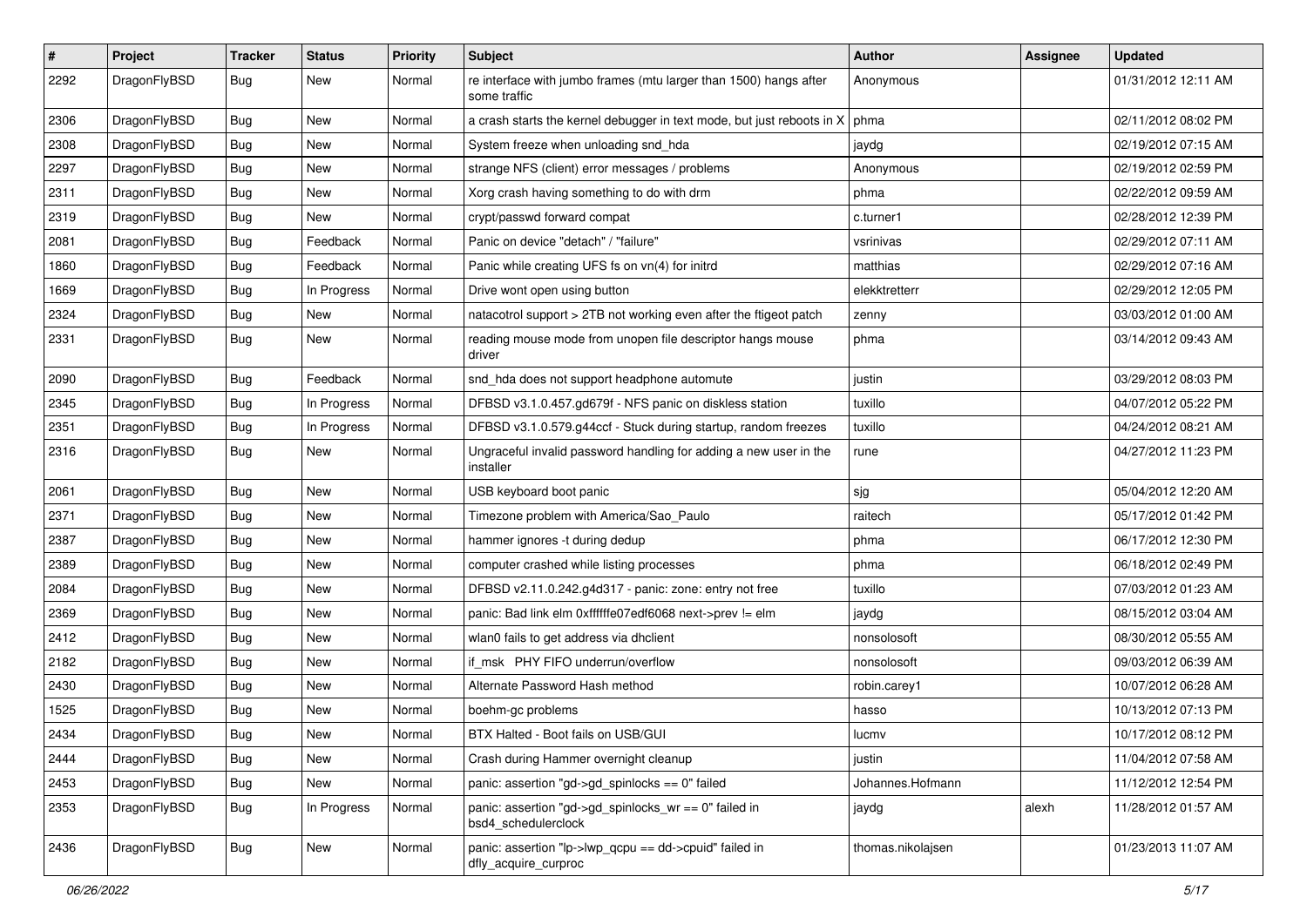| # | Project | Tracker | Status | Priority | Subject | Author | Assignee | Updated |
|---|---|---|---|---|---|---|---|---|
| 2292 | DragonFlyBSD | Bug | New | Normal | re interface with jumbo frames (mtu larger than 1500) hangs after some traffic | Anonymous | | 01/31/2012 12:11 AM |
| 2306 | DragonFlyBSD | Bug | New | Normal | a crash starts the kernel debugger in text mode, but just reboots in X | phma | | 02/11/2012 08:02 PM |
| 2308 | DragonFlyBSD | Bug | New | Normal | System freeze when unloading snd_hda | jaydg | | 02/19/2012 07:15 AM |
| 2297 | DragonFlyBSD | Bug | New | Normal | strange NFS (client) error messages / problems | Anonymous | | 02/19/2012 02:59 PM |
| 2311 | DragonFlyBSD | Bug | New | Normal | Xorg crash having something to do with drm | phma | | 02/22/2012 09:59 AM |
| 2319 | DragonFlyBSD | Bug | New | Normal | crypt/passwd forward compat | c.turner1 | | 02/28/2012 12:39 PM |
| 2081 | DragonFlyBSD | Bug | Feedback | Normal | Panic on device "detach" / "failure" | vsrinivas | | 02/29/2012 07:11 AM |
| 1860 | DragonFlyBSD | Bug | Feedback | Normal | Panic while creating UFS fs on vn(4) for initrd | matthias | | 02/29/2012 07:16 AM |
| 1669 | DragonFlyBSD | Bug | In Progress | Normal | Drive wont open using button | elekktretterr | | 02/29/2012 12:05 PM |
| 2324 | DragonFlyBSD | Bug | New | Normal | natacotrol support > 2TB not working even after the ftigeot patch | zenny | | 03/03/2012 01:00 AM |
| 2331 | DragonFlyBSD | Bug | New | Normal | reading mouse mode from unopen file descriptor hangs mouse driver | phma | | 03/14/2012 09:43 AM |
| 2090 | DragonFlyBSD | Bug | Feedback | Normal | snd_hda does not support headphone automute | justin | | 03/29/2012 08:03 PM |
| 2345 | DragonFlyBSD | Bug | In Progress | Normal | DFBSD v3.1.0.457.gd679f - NFS panic on diskless station | tuxillo | | 04/07/2012 05:22 PM |
| 2351 | DragonFlyBSD | Bug | In Progress | Normal | DFBSD v3.1.0.579.g44ccf - Stuck during startup, random freezes | tuxillo | | 04/24/2012 08:21 AM |
| 2316 | DragonFlyBSD | Bug | New | Normal | Ungraceful invalid password handling for adding a new user in the installer | rune | | 04/27/2012 11:23 PM |
| 2061 | DragonFlyBSD | Bug | New | Normal | USB keyboard boot panic | sjg | | 05/04/2012 12:20 AM |
| 2371 | DragonFlyBSD | Bug | New | Normal | Timezone problem with America/Sao_Paulo | raitech | | 05/17/2012 01:42 PM |
| 2387 | DragonFlyBSD | Bug | New | Normal | hammer ignores -t during dedup | phma | | 06/17/2012 12:30 PM |
| 2389 | DragonFlyBSD | Bug | New | Normal | computer crashed while listing processes | phma | | 06/18/2012 02:49 PM |
| 2084 | DragonFlyBSD | Bug | New | Normal | DFBSD v2.11.0.242.g4d317 - panic: zone: entry not free | tuxillo | | 07/03/2012 01:23 AM |
| 2369 | DragonFlyBSD | Bug | New | Normal | panic: Bad link elm 0xffffffe07edf6068 next->prev != elm | jaydg | | 08/15/2012 03:04 AM |
| 2412 | DragonFlyBSD | Bug | New | Normal | wlan0 fails to get address via dhclient | nonsolosoft | | 08/30/2012 05:55 AM |
| 2182 | DragonFlyBSD | Bug | New | Normal | if_msk PHY FIFO underrun/overflow | nonsolosoft | | 09/03/2012 06:39 AM |
| 2430 | DragonFlyBSD | Bug | New | Normal | Alternate Password Hash method | robin.carey1 | | 10/07/2012 06:28 AM |
| 1525 | DragonFlyBSD | Bug | New | Normal | boehm-gc problems | hasso | | 10/13/2012 07:13 PM |
| 2434 | DragonFlyBSD | Bug | New | Normal | BTX Halted - Boot fails on USB/GUI | lucmv | | 10/17/2012 08:12 PM |
| 2444 | DragonFlyBSD | Bug | New | Normal | Crash during Hammer overnight cleanup | justin | | 11/04/2012 07:58 AM |
| 2453 | DragonFlyBSD | Bug | New | Normal | panic: assertion "gd->gd_spinlocks == 0" failed | Johannes.Hofmann | | 11/12/2012 12:54 PM |
| 2353 | DragonFlyBSD | Bug | In Progress | Normal | panic: assertion "gd->gd_spinlocks_wr == 0" failed in bsd4_schedulerclock | jaydg | alexh | 11/28/2012 01:57 AM |
| 2436 | DragonFlyBSD | Bug | New | Normal | panic: assertion "lp->lwp_qcpu == dd->cpuid" failed in dfly_acquire_curproc | thomas.nikolajsen | | 01/23/2013 11:07 AM |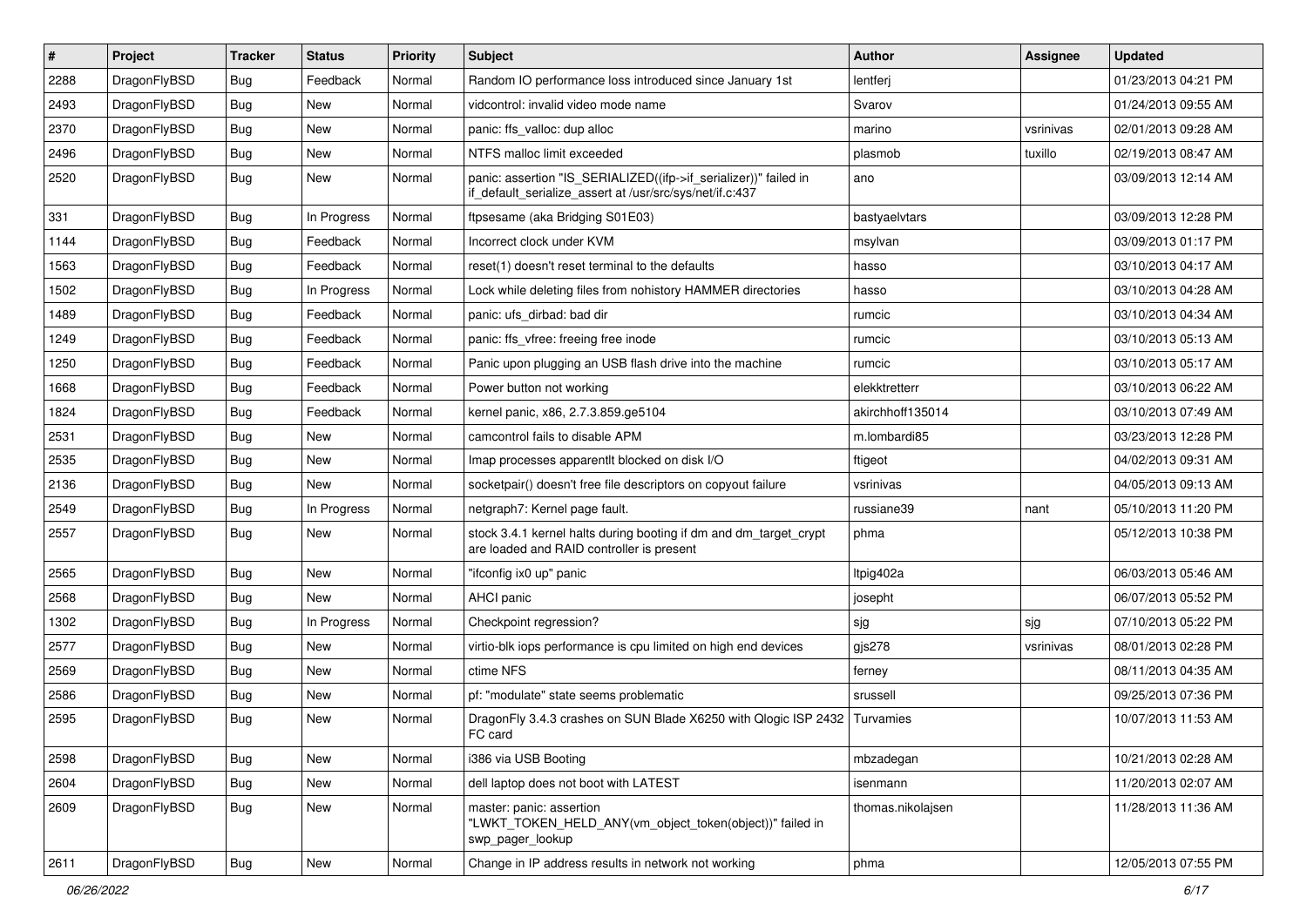| # | Project | Tracker | Status | Priority | Subject | Author | Assignee | Updated |
|---|---|---|---|---|---|---|---|---|
| 2288 | DragonFlyBSD | Bug | Feedback | Normal | Random IO performance loss introduced since January 1st | lentferj | | 01/23/2013 04:21 PM |
| 2493 | DragonFlyBSD | Bug | New | Normal | vidcontrol: invalid video mode name | Svarov | | 01/24/2013 09:55 AM |
| 2370 | DragonFlyBSD | Bug | New | Normal | panic: ffs_valloc: dup alloc | marino | vsrinivas | 02/01/2013 09:28 AM |
| 2496 | DragonFlyBSD | Bug | New | Normal | NTFS malloc limit exceeded | plasmob | tuxillo | 02/19/2013 08:47 AM |
| 2520 | DragonFlyBSD | Bug | New | Normal | panic: assertion "IS_SERIALIZED((ifp->if_serializer))" failed in if_default_serialize_assert at /usr/src/sys/net/if.c:437 | ano | | 03/09/2013 12:14 AM |
| 331 | DragonFlyBSD | Bug | In Progress | Normal | ftpsesame (aka Bridging S01E03) | bastyaelvtars | | 03/09/2013 12:28 PM |
| 1144 | DragonFlyBSD | Bug | Feedback | Normal | Incorrect clock under KVM | msylvan | | 03/09/2013 01:17 PM |
| 1563 | DragonFlyBSD | Bug | Feedback | Normal | reset(1) doesn't reset terminal to the defaults | hasso | | 03/10/2013 04:17 AM |
| 1502 | DragonFlyBSD | Bug | In Progress | Normal | Lock while deleting files from nohistory HAMMER directories | hasso | | 03/10/2013 04:28 AM |
| 1489 | DragonFlyBSD | Bug | Feedback | Normal | panic: ufs_dirbad: bad dir | rumcic | | 03/10/2013 04:34 AM |
| 1249 | DragonFlyBSD | Bug | Feedback | Normal | panic: ffs_vfree: freeing free inode | rumcic | | 03/10/2013 05:13 AM |
| 1250 | DragonFlyBSD | Bug | Feedback | Normal | Panic upon plugging an USB flash drive into the machine | rumcic | | 03/10/2013 05:17 AM |
| 1668 | DragonFlyBSD | Bug | Feedback | Normal | Power button not working | elekktretterr | | 03/10/2013 06:22 AM |
| 1824 | DragonFlyBSD | Bug | Feedback | Normal | kernel panic, x86, 2.7.3.859.ge5104 | akirchhoff135014 | | 03/10/2013 07:49 AM |
| 2531 | DragonFlyBSD | Bug | New | Normal | camcontrol fails to disable APM | m.lombardi85 | | 03/23/2013 12:28 PM |
| 2535 | DragonFlyBSD | Bug | New | Normal | Imap processes apparentlt blocked on disk I/O | ftigeot | | 04/02/2013 09:31 AM |
| 2136 | DragonFlyBSD | Bug | New | Normal | socketpair() doesn't free file descriptors on copyout failure | vsrinivas | | 04/05/2013 09:13 AM |
| 2549 | DragonFlyBSD | Bug | In Progress | Normal | netgraph7: Kernel page fault. | russiane39 | nant | 05/10/2013 11:20 PM |
| 2557 | DragonFlyBSD | Bug | New | Normal | stock 3.4.1 kernel halts during booting if dm and dm_target_crypt are loaded and RAID controller is present | phma | | 05/12/2013 10:38 PM |
| 2565 | DragonFlyBSD | Bug | New | Normal | "ifconfig ix0 up" panic | ltpig402a | | 06/03/2013 05:46 AM |
| 2568 | DragonFlyBSD | Bug | New | Normal | AHCI panic | josepht | | 06/07/2013 05:52 PM |
| 1302 | DragonFlyBSD | Bug | In Progress | Normal | Checkpoint regression? | sjg | sjg | 07/10/2013 05:22 PM |
| 2577 | DragonFlyBSD | Bug | New | Normal | virtio-blk iops performance is cpu limited on high end devices | gjs278 | vsrinivas | 08/01/2013 02:28 PM |
| 2569 | DragonFlyBSD | Bug | New | Normal | ctime NFS | ferney | | 08/11/2013 04:35 AM |
| 2586 | DragonFlyBSD | Bug | New | Normal | pf: "modulate" state seems problematic | srussell | | 09/25/2013 07:36 PM |
| 2595 | DragonFlyBSD | Bug | New | Normal | DragonFly 3.4.3 crashes on SUN Blade X6250 with Qlogic ISP 2432 FC card | Turvamies | | 10/07/2013 11:53 AM |
| 2598 | DragonFlyBSD | Bug | New | Normal | i386 via USB Booting | mbzadegan | | 10/21/2013 02:28 AM |
| 2604 | DragonFlyBSD | Bug | New | Normal | dell laptop does not boot with LATEST | isenmann | | 11/20/2013 02:07 AM |
| 2609 | DragonFlyBSD | Bug | New | Normal | master: panic: assertion "LWKT_TOKEN_HELD_ANY(vm_object_token(object))" failed in swp_pager_lookup | thomas.nikolajsen | | 11/28/2013 11:36 AM |
| 2611 | DragonFlyBSD | Bug | New | Normal | Change in IP address results in network not working | phma | | 12/05/2013 07:55 PM |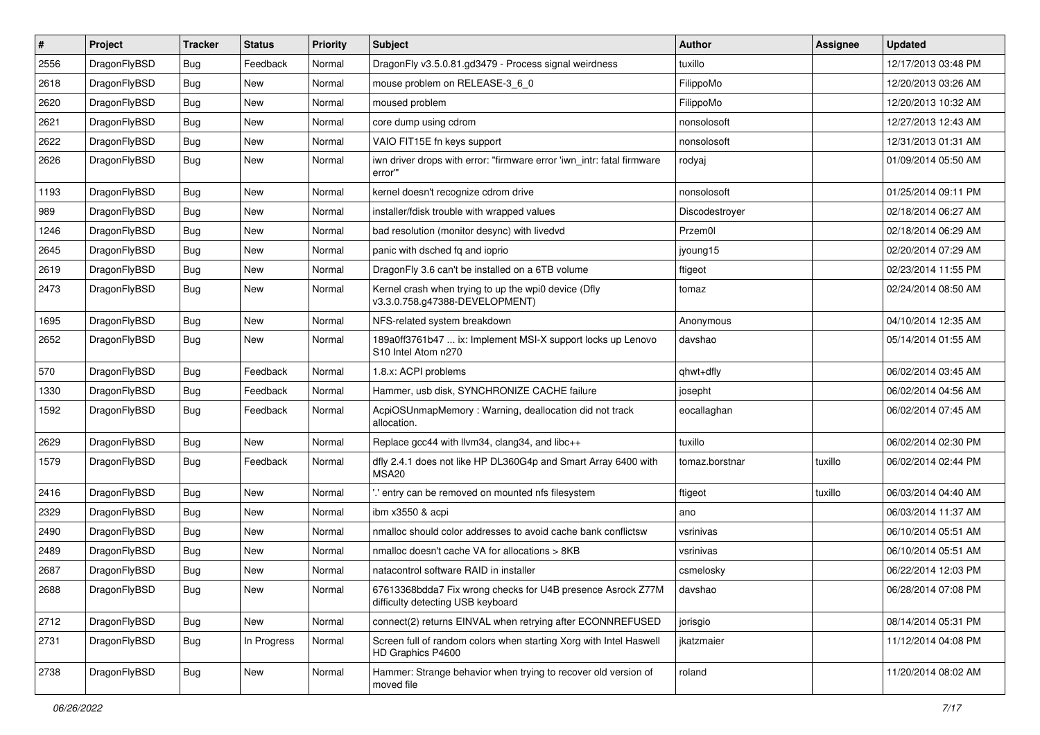| # | Project | Tracker | Status | Priority | Subject | Author | Assignee | Updated |
|---|---|---|---|---|---|---|---|---|
| 2556 | DragonFlyBSD | Bug | Feedback | Normal | DragonFly v3.5.0.81.gd3479 - Process signal weirdness | tuxillo | | 12/17/2013 03:48 PM |
| 2618 | DragonFlyBSD | Bug | New | Normal | mouse problem on RELEASE-3_6_0 | FilippoMo | | 12/20/2013 03:26 AM |
| 2620 | DragonFlyBSD | Bug | New | Normal | moused problem | FilippoMo | | 12/20/2013 10:32 AM |
| 2621 | DragonFlyBSD | Bug | New | Normal | core dump using cdrom | nonsolosoft | | 12/27/2013 12:43 AM |
| 2622 | DragonFlyBSD | Bug | New | Normal | VAIO FIT15E fn keys support | nonsolosoft | | 12/31/2013 01:31 AM |
| 2626 | DragonFlyBSD | Bug | New | Normal | iwn driver drops with error: "firmware error 'iwn_intr: fatal firmware error'" | rodyaj | | 01/09/2014 05:50 AM |
| 1193 | DragonFlyBSD | Bug | New | Normal | kernel doesn't recognize cdrom drive | nonsolosoft | | 01/25/2014 09:11 PM |
| 989 | DragonFlyBSD | Bug | New | Normal | installer/fdisk trouble with wrapped values | Discodestroyer | | 02/18/2014 06:27 AM |
| 1246 | DragonFlyBSD | Bug | New | Normal | bad resolution (monitor desync) with livedvd | Przem0l | | 02/18/2014 06:29 AM |
| 2645 | DragonFlyBSD | Bug | New | Normal | panic with dsched fq and ioprio | jyoung15 | | 02/20/2014 07:29 AM |
| 2619 | DragonFlyBSD | Bug | New | Normal | DragonFly 3.6 can't be installed on a 6TB volume | ftigeot | | 02/23/2014 11:55 PM |
| 2473 | DragonFlyBSD | Bug | New | Normal | Kernel crash when trying to up the wpi0 device (Dfly v3.3.0.758.g47388-DEVELOPMENT) | tomaz | | 02/24/2014 08:50 AM |
| 1695 | DragonFlyBSD | Bug | New | Normal | NFS-related system breakdown | Anonymous | | 04/10/2014 12:35 AM |
| 2652 | DragonFlyBSD | Bug | New | Normal | 189a0ff3761b47 ... ix: Implement MSI-X support locks up Lenovo S10 Intel Atom n270 | davshao | | 05/14/2014 01:55 AM |
| 570 | DragonFlyBSD | Bug | Feedback | Normal | 1.8.x: ACPI problems | qhwt+dfly | | 06/02/2014 03:45 AM |
| 1330 | DragonFlyBSD | Bug | Feedback | Normal | Hammer, usb disk, SYNCHRONIZE CACHE failure | josepht | | 06/02/2014 04:56 AM |
| 1592 | DragonFlyBSD | Bug | Feedback | Normal | AcpiOSUnmapMemory : Warning, deallocation did not track allocation. | eocallaghan | | 06/02/2014 07:45 AM |
| 2629 | DragonFlyBSD | Bug | New | Normal | Replace gcc44 with llvm34, clang34, and libc++ | tuxillo | | 06/02/2014 02:30 PM |
| 1579 | DragonFlyBSD | Bug | Feedback | Normal | dfly 2.4.1 does not like HP DL360G4p and Smart Array 6400 with MSA20 | tomaz.borstnar | tuxillo | 06/02/2014 02:44 PM |
| 2416 | DragonFlyBSD | Bug | New | Normal | '.' entry can be removed on mounted nfs filesystem | ftigeot | tuxillo | 06/03/2014 04:40 AM |
| 2329 | DragonFlyBSD | Bug | New | Normal | ibm x3550 & acpi | ano | | 06/03/2014 11:37 AM |
| 2490 | DragonFlyBSD | Bug | New | Normal | nmalloc should color addresses to avoid cache bank conflictsw | vsrinivas | | 06/10/2014 05:51 AM |
| 2489 | DragonFlyBSD | Bug | New | Normal | nmalloc doesn't cache VA for allocations > 8KB | vsrinivas | | 06/10/2014 05:51 AM |
| 2687 | DragonFlyBSD | Bug | New | Normal | natacontrol software RAID in installer | csmelosky | | 06/22/2014 12:03 PM |
| 2688 | DragonFlyBSD | Bug | New | Normal | 67613368bdda7 Fix wrong checks for U4B presence Asrock Z77M difficulty detecting USB keyboard | davshao | | 06/28/2014 07:08 PM |
| 2712 | DragonFlyBSD | Bug | New | Normal | connect(2) returns EINVAL when retrying after ECONNREFUSED | jorisgio | | 08/14/2014 05:31 PM |
| 2731 | DragonFlyBSD | Bug | In Progress | Normal | Screen full of random colors when starting Xorg with Intel Haswell HD Graphics P4600 | jkatzmaier | | 11/12/2014 04:08 PM |
| 2738 | DragonFlyBSD | Bug | New | Normal | Hammer: Strange behavior when trying to recover old version of moved file | roland | | 11/20/2014 08:02 AM |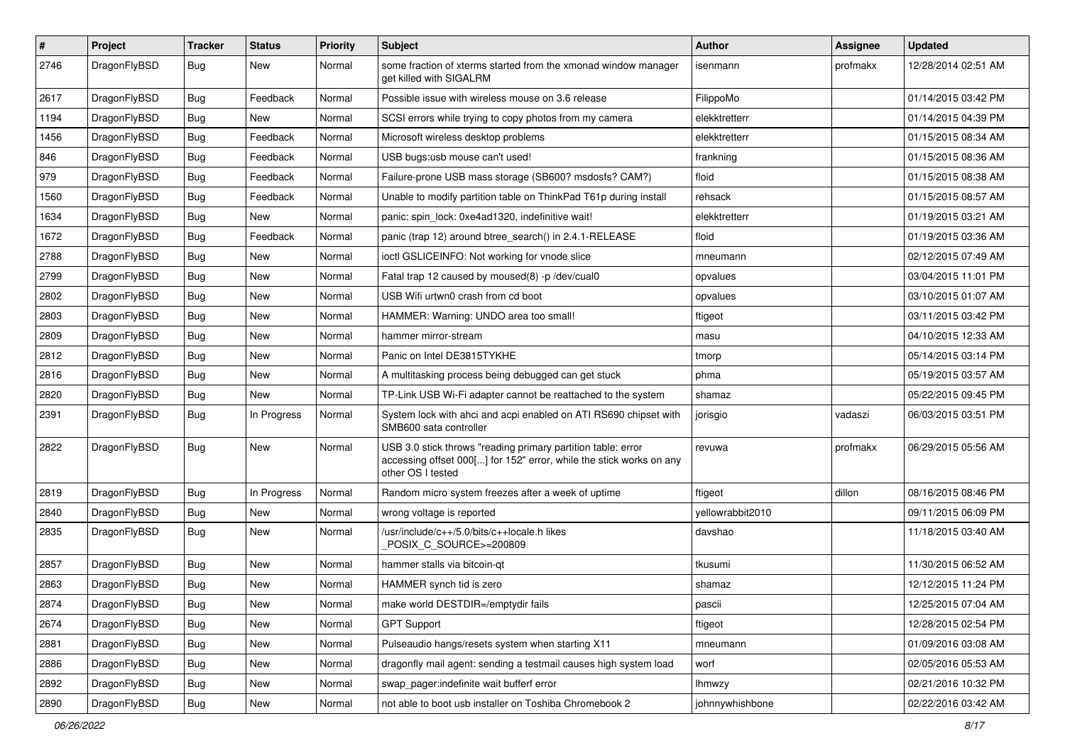| # | Project | Tracker | Status | Priority | Subject | Author | Assignee | Updated |
|---|---|---|---|---|---|---|---|---|
| 2746 | DragonFlyBSD | Bug | New | Normal | some fraction of xterms started from the xmonad window manager get killed with SIGALRM | isenmann | profmakx | 12/28/2014 02:51 AM |
| 2617 | DragonFlyBSD | Bug | Feedback | Normal | Possible issue with wireless mouse on 3.6 release | FilippoMo | | 01/14/2015 03:42 PM |
| 1194 | DragonFlyBSD | Bug | New | Normal | SCSI errors while trying to copy photos from my camera | elekktretterr | | 01/14/2015 04:39 PM |
| 1456 | DragonFlyBSD | Bug | Feedback | Normal | Microsoft wireless desktop problems | elekktretterr | | 01/15/2015 08:34 AM |
| 846 | DragonFlyBSD | Bug | Feedback | Normal | USB bugs:usb mouse can't used! | frankning | | 01/15/2015 08:36 AM |
| 979 | DragonFlyBSD | Bug | Feedback | Normal | Failure-prone USB mass storage (SB600? msdosfs? CAM?) | floid | | 01/15/2015 08:38 AM |
| 1560 | DragonFlyBSD | Bug | Feedback | Normal | Unable to modify partition table on ThinkPad T61p during install | rehsack | | 01/15/2015 08:57 AM |
| 1634 | DragonFlyBSD | Bug | New | Normal | panic: spin_lock: 0xe4ad1320, indefinitive wait! | elekktretterr | | 01/19/2015 03:21 AM |
| 1672 | DragonFlyBSD | Bug | Feedback | Normal | panic (trap 12) around btree_search() in 2.4.1-RELEASE | floid | | 01/19/2015 03:36 AM |
| 2788 | DragonFlyBSD | Bug | New | Normal | ioctl GSLICEINFO: Not working for vnode slice | mneumann | | 02/12/2015 07:49 AM |
| 2799 | DragonFlyBSD | Bug | New | Normal | Fatal trap 12 caused by moused(8) -p /dev/cual0 | opvalues | | 03/04/2015 11:01 PM |
| 2802 | DragonFlyBSD | Bug | New | Normal | USB Wifi urtwn0 crash from cd boot | opvalues | | 03/10/2015 01:07 AM |
| 2803 | DragonFlyBSD | Bug | New | Normal | HAMMER: Warning: UNDO area too small! | ftigeot | | 03/11/2015 03:42 PM |
| 2809 | DragonFlyBSD | Bug | New | Normal | hammer mirror-stream | masu | | 04/10/2015 12:33 AM |
| 2812 | DragonFlyBSD | Bug | New | Normal | Panic on Intel DE3815TYKHE | tmorp | | 05/14/2015 03:14 PM |
| 2816 | DragonFlyBSD | Bug | New | Normal | A multitasking process being debugged can get stuck | phma | | 05/19/2015 03:57 AM |
| 2820 | DragonFlyBSD | Bug | New | Normal | TP-Link USB Wi-Fi adapter cannot be reattached to the system | shamaz | | 05/22/2015 09:45 PM |
| 2391 | DragonFlyBSD | Bug | In Progress | Normal | System lock with ahci and acpi enabled on ATI RS690 chipset with SMB600 sata controller | jorisgio | vadaszi | 06/03/2015 03:51 PM |
| 2822 | DragonFlyBSD | Bug | New | Normal | USB 3.0 stick throws "reading primary partition table: error accessing offset 000[...] for 152" error, while the stick works on any other OS I tested | revuwa | profmakx | 06/29/2015 05:56 AM |
| 2819 | DragonFlyBSD | Bug | In Progress | Normal | Random micro system freezes after a week of uptime | ftigeot | dillon | 08/16/2015 08:46 PM |
| 2840 | DragonFlyBSD | Bug | New | Normal | wrong voltage is reported | yellowrabbit2010 | | 09/11/2015 06:09 PM |
| 2835 | DragonFlyBSD | Bug | New | Normal | /usr/include/c++/5.0/bits/c++locale.h likes _POSIX_C_SOURCE>=200809 | davshao | | 11/18/2015 03:40 AM |
| 2857 | DragonFlyBSD | Bug | New | Normal | hammer stalls via bitcoin-qt | tkusumi | | 11/30/2015 06:52 AM |
| 2863 | DragonFlyBSD | Bug | New | Normal | HAMMER synch tid is zero | shamaz | | 12/12/2015 11:24 PM |
| 2874 | DragonFlyBSD | Bug | New | Normal | make world DESTDIR=/emptydir fails | pascii | | 12/25/2015 07:04 AM |
| 2674 | DragonFlyBSD | Bug | New | Normal | GPT Support | ftigeot | | 12/28/2015 02:54 PM |
| 2881 | DragonFlyBSD | Bug | New | Normal | Pulseaudio hangs/resets system when starting X11 | mneumann | | 01/09/2016 03:08 AM |
| 2886 | DragonFlyBSD | Bug | New | Normal | dragonfly mail agent: sending a testmail causes high system load | worf | | 02/05/2016 05:53 AM |
| 2892 | DragonFlyBSD | Bug | New | Normal | swap_pager:indefinite wait bufferf error | lhmwzy | | 02/21/2016 10:32 PM |
| 2890 | DragonFlyBSD | Bug | New | Normal | not able to boot usb installer on Toshiba Chromebook 2 | johnnywhishbone | | 02/22/2016 03:42 AM |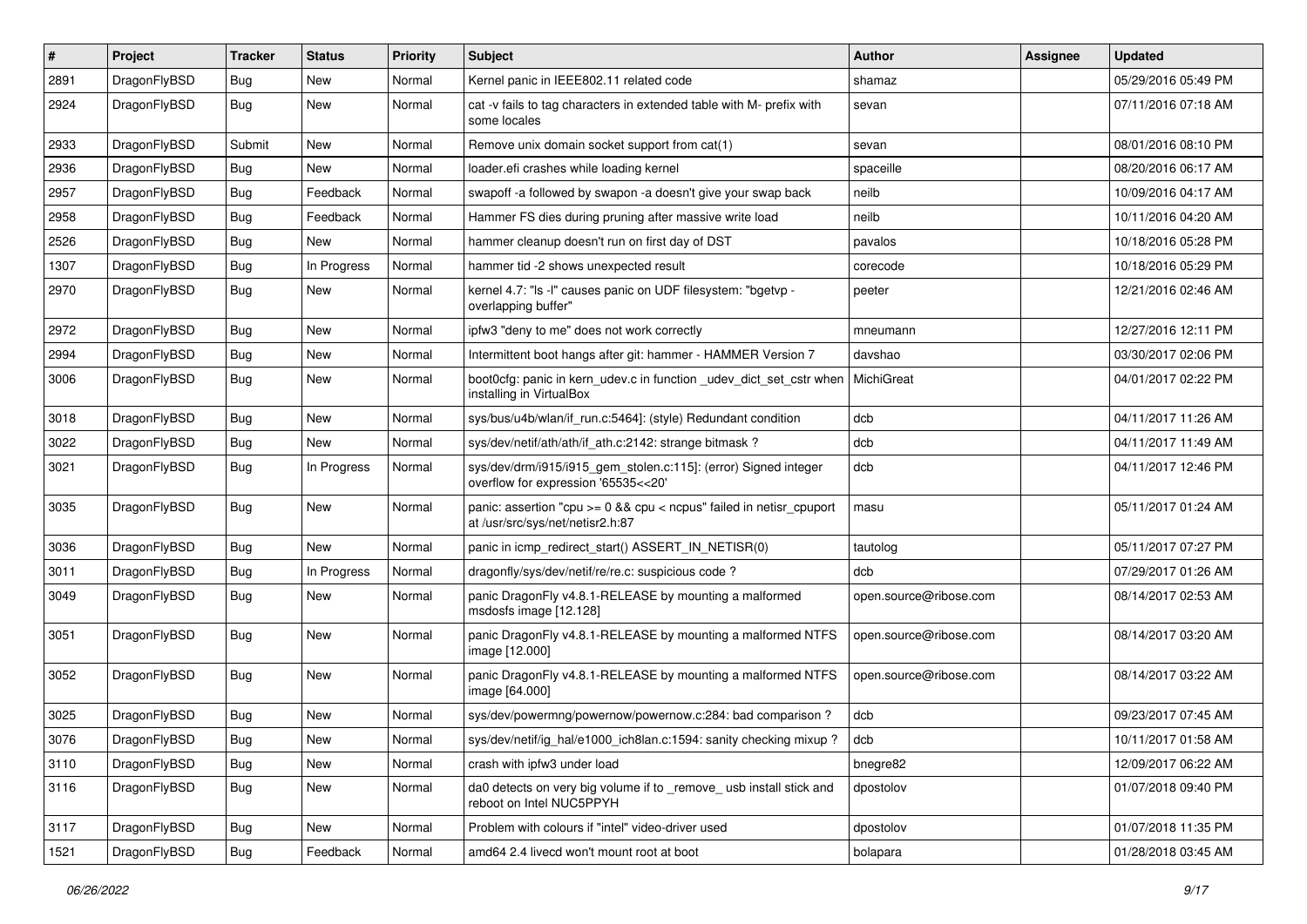| # | Project | Tracker | Status | Priority | Subject | Author | Assignee | Updated |
|---|---|---|---|---|---|---|---|---|
| 2891 | DragonFlyBSD | Bug | New | Normal | Kernel panic in IEEE802.11 related code | shamaz | | 05/29/2016 05:49 PM |
| 2924 | DragonFlyBSD | Bug | New | Normal | cat -v fails to tag characters in extended table with M- prefix with some locales | sevan | | 07/11/2016 07:18 AM |
| 2933 | DragonFlyBSD | Submit | New | Normal | Remove unix domain socket support from cat(1) | sevan | | 08/01/2016 08:10 PM |
| 2936 | DragonFlyBSD | Bug | New | Normal | loader.efi crashes while loading kernel | spaceille | | 08/20/2016 06:17 AM |
| 2957 | DragonFlyBSD | Bug | Feedback | Normal | swapoff -a followed by swapon -a doesn't give your swap back | neilb | | 10/09/2016 04:17 AM |
| 2958 | DragonFlyBSD | Bug | Feedback | Normal | Hammer FS dies during pruning after massive write load | neilb | | 10/11/2016 04:20 AM |
| 2526 | DragonFlyBSD | Bug | New | Normal | hammer cleanup doesn't run on first day of DST | pavalos | | 10/18/2016 05:28 PM |
| 1307 | DragonFlyBSD | Bug | In Progress | Normal | hammer tid -2 shows unexpected result | corecode | | 10/18/2016 05:29 PM |
| 2970 | DragonFlyBSD | Bug | New | Normal | kernel 4.7: "ls -l" causes panic on UDF filesystem: "bgetvp - overlapping buffer" | peeter | | 12/21/2016 02:46 AM |
| 2972 | DragonFlyBSD | Bug | New | Normal | ipfw3 "deny to me" does not work correctly | mneumann | | 12/27/2016 12:11 PM |
| 2994 | DragonFlyBSD | Bug | New | Normal | Intermittent boot hangs after git: hammer - HAMMER Version 7 | davshao | | 03/30/2017 02:06 PM |
| 3006 | DragonFlyBSD | Bug | New | Normal | boot0cfg: panic in kern_udev.c in function _udev_dict_set_cstr when installing in VirtualBox | MichiGreat | | 04/01/2017 02:22 PM |
| 3018 | DragonFlyBSD | Bug | New | Normal | sys/bus/u4b/wlan/if_run.c:5464]: (style) Redundant condition | dcb | | 04/11/2017 11:26 AM |
| 3022 | DragonFlyBSD | Bug | New | Normal | sys/dev/netif/ath/ath/if_ath.c:2142: strange bitmask ? | dcb | | 04/11/2017 11:49 AM |
| 3021 | DragonFlyBSD | Bug | In Progress | Normal | sys/dev/drm/i915/i915_gem_stolen.c:115]: (error) Signed integer overflow for expression '65535<<20' | dcb | | 04/11/2017 12:46 PM |
| 3035 | DragonFlyBSD | Bug | New | Normal | panic: assertion "cpu >= 0 && cpu < ncpus" failed in netisr_cpuport at /usr/src/sys/net/netisr2.h:87 | masu | | 05/11/2017 01:24 AM |
| 3036 | DragonFlyBSD | Bug | New | Normal | panic in icmp_redirect_start() ASSERT_IN_NETISR(0) | tautolog | | 05/11/2017 07:27 PM |
| 3011 | DragonFlyBSD | Bug | In Progress | Normal | dragonfly/sys/dev/netif/re/re.c: suspicious code ? | dcb | | 07/29/2017 01:26 AM |
| 3049 | DragonFlyBSD | Bug | New | Normal | panic DragonFly v4.8.1-RELEASE by mounting a malformed msdosfs image [12.128] | open.source@ribose.com | | 08/14/2017 02:53 AM |
| 3051 | DragonFlyBSD | Bug | New | Normal | panic DragonFly v4.8.1-RELEASE by mounting a malformed NTFS image [12.000] | open.source@ribose.com | | 08/14/2017 03:20 AM |
| 3052 | DragonFlyBSD | Bug | New | Normal | panic DragonFly v4.8.1-RELEASE by mounting a malformed NTFS image [64.000] | open.source@ribose.com | | 08/14/2017 03:22 AM |
| 3025 | DragonFlyBSD | Bug | New | Normal | sys/dev/powermng/powernow/powernow.c:284: bad comparison ? | dcb | | 09/23/2017 07:45 AM |
| 3076 | DragonFlyBSD | Bug | New | Normal | sys/dev/netif/ig_hal/e1000_ich8lan.c:1594: sanity checking mixup ? | dcb | | 10/11/2017 01:58 AM |
| 3110 | DragonFlyBSD | Bug | New | Normal | crash with ipfw3 under load | bnegre82 | | 12/09/2017 06:22 AM |
| 3116 | DragonFlyBSD | Bug | New | Normal | da0 detects on very big volume if to _remove_ usb install stick and reboot on Intel NUC5PPYH | dpostolov | | 01/07/2018 09:40 PM |
| 3117 | DragonFlyBSD | Bug | New | Normal | Problem with colours if "intel" video-driver used | dpostolov | | 01/07/2018 11:35 PM |
| 1521 | DragonFlyBSD | Bug | Feedback | Normal | amd64 2.4 livecd won't mount root at boot | bolapara | | 01/28/2018 03:45 AM |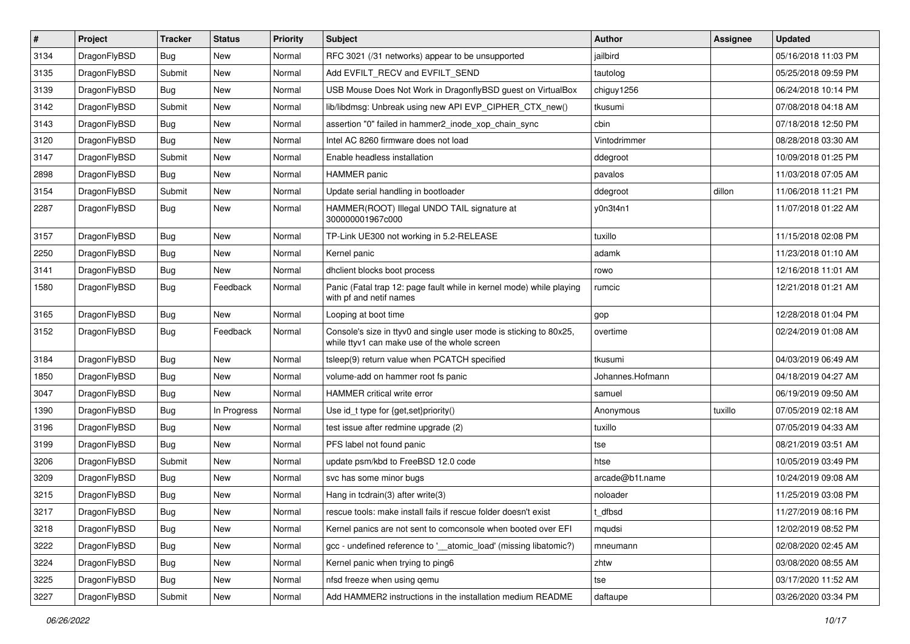| # | Project | Tracker | Status | Priority | Subject | Author | Assignee | Updated |
|---|---|---|---|---|---|---|---|---|
| 3134 | DragonFlyBSD | Bug | New | Normal | RFC 3021 (/31 networks) appear to be unsupported | jailbird | | 05/16/2018 11:03 PM |
| 3135 | DragonFlyBSD | Submit | New | Normal | Add EVFILT_RECV and EVFILT_SEND | tautolog | | 05/25/2018 09:59 PM |
| 3139 | DragonFlyBSD | Bug | New | Normal | USB Mouse Does Not Work in DragonflyBSD guest on VirtualBox | chiguy1256 | | 06/24/2018 10:14 PM |
| 3142 | DragonFlyBSD | Submit | New | Normal | lib/libdmsg: Unbreak using new API EVP_CIPHER_CTX_new() | tkusumi | | 07/08/2018 04:18 AM |
| 3143 | DragonFlyBSD | Bug | New | Normal | assertion "0" failed in hammer2_inode_xop_chain_sync | cbin | | 07/18/2018 12:50 PM |
| 3120 | DragonFlyBSD | Bug | New | Normal | Intel AC 8260 firmware does not load | Vintodrimmer | | 08/28/2018 03:30 AM |
| 3147 | DragonFlyBSD | Submit | New | Normal | Enable headless installation | ddegroot | | 10/09/2018 01:25 PM |
| 2898 | DragonFlyBSD | Bug | New | Normal | HAMMER panic | pavalos | | 11/03/2018 07:05 AM |
| 3154 | DragonFlyBSD | Submit | New | Normal | Update serial handling in bootloader | ddegroot | dillon | 11/06/2018 11:21 PM |
| 2287 | DragonFlyBSD | Bug | New | Normal | HAMMER(ROOT) Illegal UNDO TAIL signature at 300000001967c000 | y0n3t4n1 | | 11/07/2018 01:22 AM |
| 3157 | DragonFlyBSD | Bug | New | Normal | TP-Link UE300 not working in 5.2-RELEASE | tuxillo | | 11/15/2018 02:08 PM |
| 2250 | DragonFlyBSD | Bug | New | Normal | Kernel panic | adamk | | 11/23/2018 01:10 AM |
| 3141 | DragonFlyBSD | Bug | New | Normal | dhclient blocks boot process | rowo | | 12/16/2018 11:01 AM |
| 1580 | DragonFlyBSD | Bug | Feedback | Normal | Panic (Fatal trap 12: page fault while in kernel mode) while playing with pf and netif names | rumcic | | 12/21/2018 01:21 AM |
| 3165 | DragonFlyBSD | Bug | New | Normal | Looping at boot time | gop | | 12/28/2018 01:04 PM |
| 3152 | DragonFlyBSD | Bug | Feedback | Normal | Console's size in ttyv0 and single user mode is sticking to 80x25, while ttyv1 can make use of the whole screen | overtime | | 02/24/2019 01:08 AM |
| 3184 | DragonFlyBSD | Bug | New | Normal | tsleep(9) return value when PCATCH specified | tkusumi | | 04/03/2019 06:49 AM |
| 1850 | DragonFlyBSD | Bug | New | Normal | volume-add on hammer root fs panic | Johannes.Hofmann | | 04/18/2019 04:27 AM |
| 3047 | DragonFlyBSD | Bug | New | Normal | HAMMER critical write error | samuel | | 06/19/2019 09:50 AM |
| 1390 | DragonFlyBSD | Bug | In Progress | Normal | Use id_t type for {get,set}priority() | Anonymous | tuxillo | 07/05/2019 02:18 AM |
| 3196 | DragonFlyBSD | Bug | New | Normal | test issue after redmine upgrade (2) | tuxillo | | 07/05/2019 04:33 AM |
| 3199 | DragonFlyBSD | Bug | New | Normal | PFS label not found panic | tse | | 08/21/2019 03:51 AM |
| 3206 | DragonFlyBSD | Submit | New | Normal | update psm/kbd to FreeBSD 12.0 code | htse | | 10/05/2019 03:49 PM |
| 3209 | DragonFlyBSD | Bug | New | Normal | svc has some minor bugs | arcade@b1t.name | | 10/24/2019 09:08 AM |
| 3215 | DragonFlyBSD | Bug | New | Normal | Hang in tcdrain(3) after write(3) | noloader | | 11/25/2019 03:08 PM |
| 3217 | DragonFlyBSD | Bug | New | Normal | rescue tools: make install fails if rescue folder doesn't exist | t_dfbsd | | 11/27/2019 08:16 PM |
| 3218 | DragonFlyBSD | Bug | New | Normal | Kernel panics are not sent to comconsole when booted over EFI | mqudsi | | 12/02/2019 08:52 PM |
| 3222 | DragonFlyBSD | Bug | New | Normal | gcc - undefined reference to '__atomic_load' (missing libatomic?) | mneumann | | 02/08/2020 02:45 AM |
| 3224 | DragonFlyBSD | Bug | New | Normal | Kernel panic when trying to ping6 | zhtw | | 03/08/2020 08:55 AM |
| 3225 | DragonFlyBSD | Bug | New | Normal | nfsd freeze when using qemu | tse | | 03/17/2020 11:52 AM |
| 3227 | DragonFlyBSD | Submit | New | Normal | Add HAMMER2 instructions in the installation medium README | daftaupe | | 03/26/2020 03:34 PM |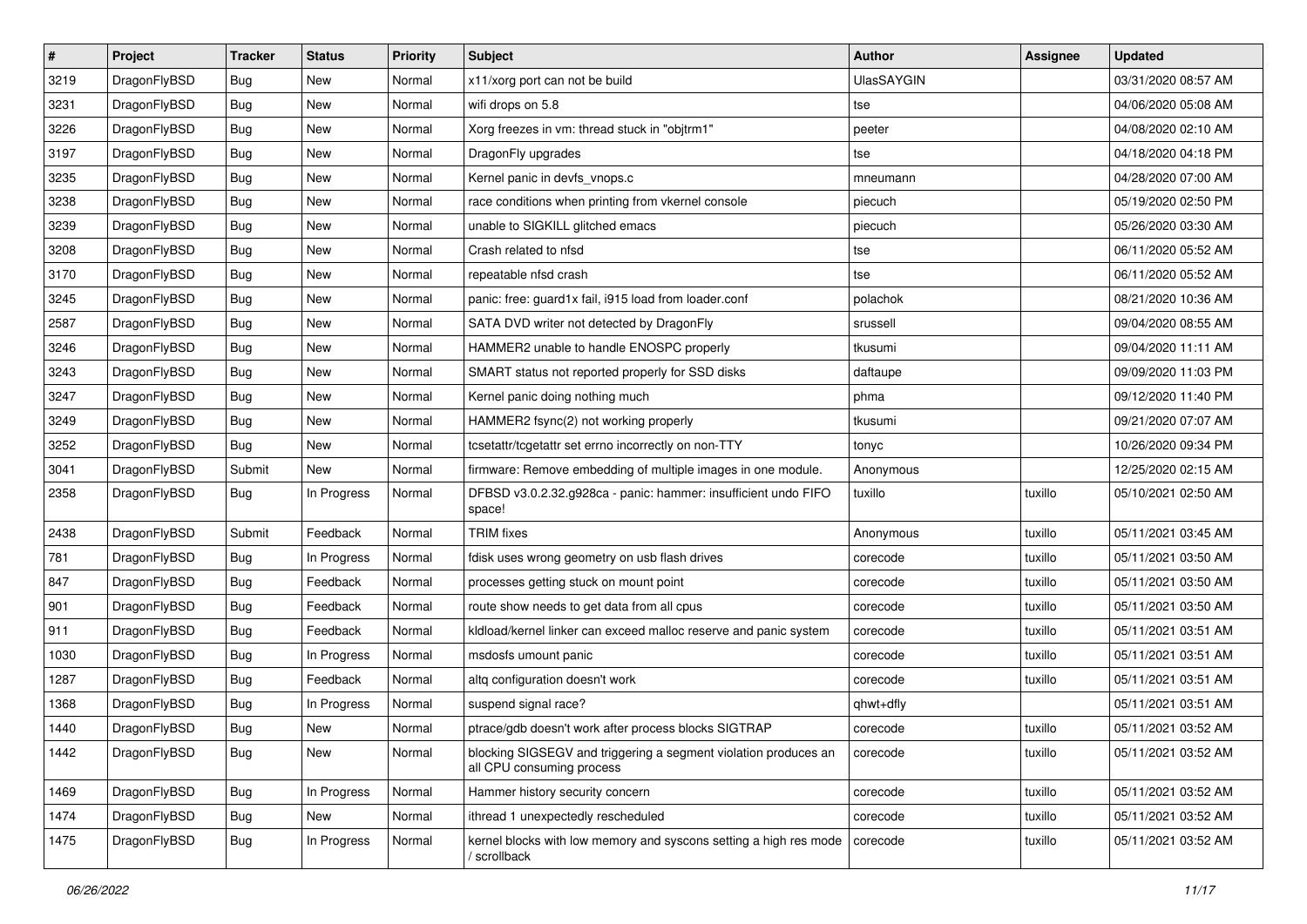| # | Project | Tracker | Status | Priority | Subject | Author | Assignee | Updated |
|---|---|---|---|---|---|---|---|---|
| 3219 | DragonFlyBSD | Bug | New | Normal | x11/xorg port can not be build | UlasSAYGIN | | 03/31/2020 08:57 AM |
| 3231 | DragonFlyBSD | Bug | New | Normal | wifi drops on 5.8 | tse | | 04/06/2020 05:08 AM |
| 3226 | DragonFlyBSD | Bug | New | Normal | Xorg freezes in vm: thread stuck in "objtrm1" | peeter | | 04/08/2020 02:10 AM |
| 3197 | DragonFlyBSD | Bug | New | Normal | DragonFly upgrades | tse | | 04/18/2020 04:18 PM |
| 3235 | DragonFlyBSD | Bug | New | Normal | Kernel panic in devfs_vnops.c | mneumann | | 04/28/2020 07:00 AM |
| 3238 | DragonFlyBSD | Bug | New | Normal | race conditions when printing from vkernel console | piecuch | | 05/19/2020 02:50 PM |
| 3239 | DragonFlyBSD | Bug | New | Normal | unable to SIGKILL glitched emacs | piecuch | | 05/26/2020 03:30 AM |
| 3208 | DragonFlyBSD | Bug | New | Normal | Crash related to nfsd | tse | | 06/11/2020 05:52 AM |
| 3170 | DragonFlyBSD | Bug | New | Normal | repeatable nfsd crash | tse | | 06/11/2020 05:52 AM |
| 3245 | DragonFlyBSD | Bug | New | Normal | panic: free: guard1x fail, i915 load from loader.conf | polachok | | 08/21/2020 10:36 AM |
| 2587 | DragonFlyBSD | Bug | New | Normal | SATA DVD writer not detected by DragonFly | srussell | | 09/04/2020 08:55 AM |
| 3246 | DragonFlyBSD | Bug | New | Normal | HAMMER2 unable to handle ENOSPC properly | tkusumi | | 09/04/2020 11:11 AM |
| 3243 | DragonFlyBSD | Bug | New | Normal | SMART status not reported properly for SSD disks | daftaupe | | 09/09/2020 11:03 PM |
| 3247 | DragonFlyBSD | Bug | New | Normal | Kernel panic doing nothing much | phma | | 09/12/2020 11:40 PM |
| 3249 | DragonFlyBSD | Bug | New | Normal | HAMMER2 fsync(2) not working properly | tkusumi | | 09/21/2020 07:07 AM |
| 3252 | DragonFlyBSD | Bug | New | Normal | tcsetattr/tcgetattr set errno incorrectly on non-TTY | tonyc | | 10/26/2020 09:34 PM |
| 3041 | DragonFlyBSD | Submit | New | Normal | firmware: Remove embedding of multiple images in one module. | Anonymous | | 12/25/2020 02:15 AM |
| 2358 | DragonFlyBSD | Bug | In Progress | Normal | DFBSD v3.0.2.32.g928ca - panic: hammer: insufficient undo FIFO space! | tuxillo | tuxillo | 05/10/2021 02:50 AM |
| 2438 | DragonFlyBSD | Submit | Feedback | Normal | TRIM fixes | Anonymous | tuxillo | 05/11/2021 03:45 AM |
| 781 | DragonFlyBSD | Bug | In Progress | Normal | fdisk uses wrong geometry on usb flash drives | corecode | tuxillo | 05/11/2021 03:50 AM |
| 847 | DragonFlyBSD | Bug | Feedback | Normal | processes getting stuck on mount point | corecode | tuxillo | 05/11/2021 03:50 AM |
| 901 | DragonFlyBSD | Bug | Feedback | Normal | route show needs to get data from all cpus | corecode | tuxillo | 05/11/2021 03:50 AM |
| 911 | DragonFlyBSD | Bug | Feedback | Normal | kldload/kernel linker can exceed malloc reserve and panic system | corecode | tuxillo | 05/11/2021 03:51 AM |
| 1030 | DragonFlyBSD | Bug | In Progress | Normal | msdosfs umount panic | corecode | tuxillo | 05/11/2021 03:51 AM |
| 1287 | DragonFlyBSD | Bug | Feedback | Normal | altq configuration doesn't work | corecode | tuxillo | 05/11/2021 03:51 AM |
| 1368 | DragonFlyBSD | Bug | In Progress | Normal | suspend signal race? | qhwt+dfly | | 05/11/2021 03:51 AM |
| 1440 | DragonFlyBSD | Bug | New | Normal | ptrace/gdb doesn't work after process blocks SIGTRAP | corecode | tuxillo | 05/11/2021 03:52 AM |
| 1442 | DragonFlyBSD | Bug | New | Normal | blocking SIGSEGV and triggering a segment violation produces an all CPU consuming process | corecode | tuxillo | 05/11/2021 03:52 AM |
| 1469 | DragonFlyBSD | Bug | In Progress | Normal | Hammer history security concern | corecode | tuxillo | 05/11/2021 03:52 AM |
| 1474 | DragonFlyBSD | Bug | New | Normal | ithread 1 unexpectedly rescheduled | corecode | tuxillo | 05/11/2021 03:52 AM |
| 1475 | DragonFlyBSD | Bug | In Progress | Normal | kernel blocks with low memory and syscons setting a high res mode / scrollback | corecode | tuxillo | 05/11/2021 03:52 AM |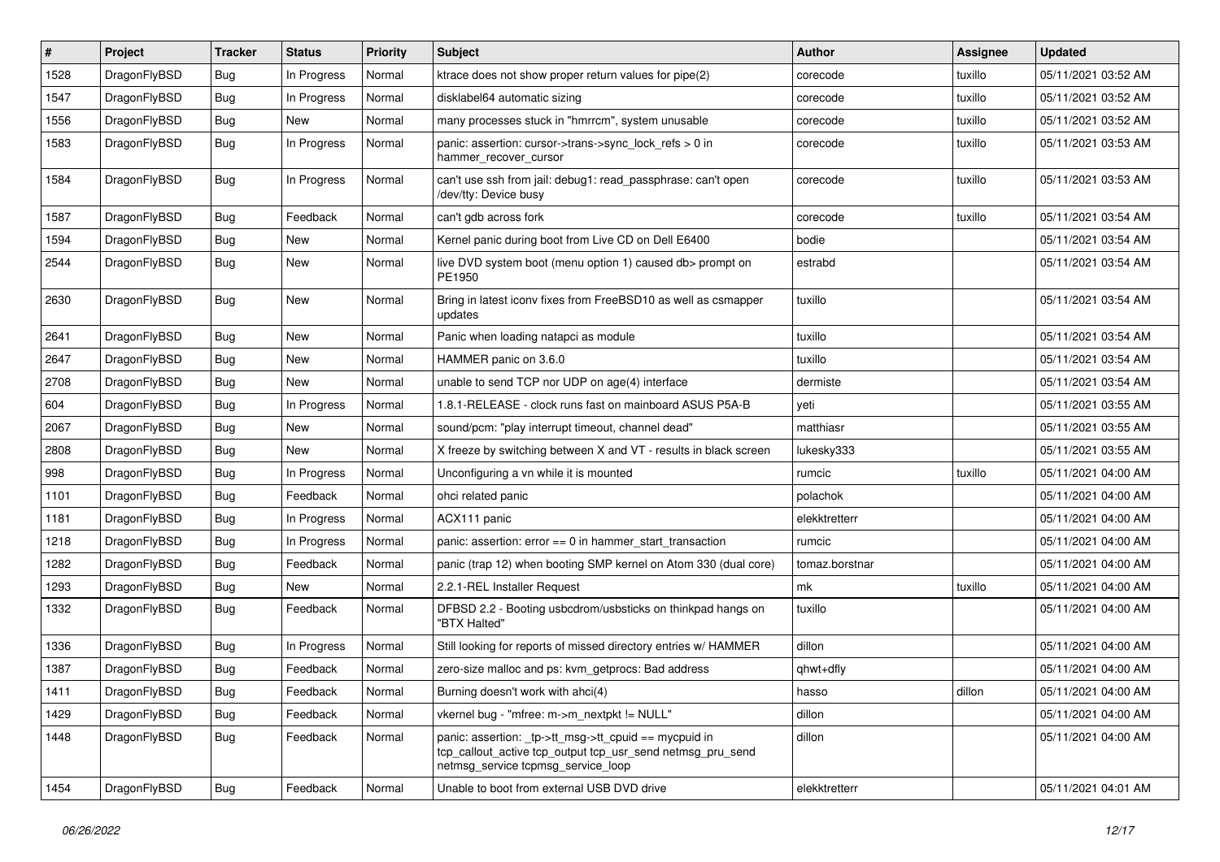| # | Project | Tracker | Status | Priority | Subject | Author | Assignee | Updated |
|---|---|---|---|---|---|---|---|---|
| 1528 | DragonFlyBSD | Bug | In Progress | Normal | ktrace does not show proper return values for pipe(2) | corecode | tuxillo | 05/11/2021 03:52 AM |
| 1547 | DragonFlyBSD | Bug | In Progress | Normal | disklabel64 automatic sizing | corecode | tuxillo | 05/11/2021 03:52 AM |
| 1556 | DragonFlyBSD | Bug | New | Normal | many processes stuck in "hmrrcm", system unusable | corecode | tuxillo | 05/11/2021 03:52 AM |
| 1583 | DragonFlyBSD | Bug | In Progress | Normal | panic: assertion: cursor->trans->sync_lock_refs > 0 in hammer_recover_cursor | corecode | tuxillo | 05/11/2021 03:53 AM |
| 1584 | DragonFlyBSD | Bug | In Progress | Normal | can't use ssh from jail: debug1: read_passphrase: can't open /dev/tty: Device busy | corecode | tuxillo | 05/11/2021 03:53 AM |
| 1587 | DragonFlyBSD | Bug | Feedback | Normal | can't gdb across fork | corecode | tuxillo | 05/11/2021 03:54 AM |
| 1594 | DragonFlyBSD | Bug | New | Normal | Kernel panic during boot from Live CD on Dell E6400 | bodie | | 05/11/2021 03:54 AM |
| 2544 | DragonFlyBSD | Bug | New | Normal | live DVD system boot (menu option 1) caused db> prompt on PE1950 | estrabd | | 05/11/2021 03:54 AM |
| 2630 | DragonFlyBSD | Bug | New | Normal | Bring in latest iconv fixes from FreeBSD10 as well as csmapper updates | tuxillo | | 05/11/2021 03:54 AM |
| 2641 | DragonFlyBSD | Bug | New | Normal | Panic when loading natapci as module | tuxillo | | 05/11/2021 03:54 AM |
| 2647 | DragonFlyBSD | Bug | New | Normal | HAMMER panic on 3.6.0 | tuxillo | | 05/11/2021 03:54 AM |
| 2708 | DragonFlyBSD | Bug | New | Normal | unable to send TCP nor UDP on age(4) interface | dermiste | | 05/11/2021 03:54 AM |
| 604 | DragonFlyBSD | Bug | In Progress | Normal | 1.8.1-RELEASE - clock runs fast on mainboard ASUS P5A-B | yeti | | 05/11/2021 03:55 AM |
| 2067 | DragonFlyBSD | Bug | New | Normal | sound/pcm: "play interrupt timeout, channel dead" | matthiasr | | 05/11/2021 03:55 AM |
| 2808 | DragonFlyBSD | Bug | New | Normal | X freeze by switching between X and VT - results in black screen | lukesky333 | | 05/11/2021 03:55 AM |
| 998 | DragonFlyBSD | Bug | In Progress | Normal | Unconfiguring a vn while it is mounted | rumcic | tuxillo | 05/11/2021 04:00 AM |
| 1101 | DragonFlyBSD | Bug | Feedback | Normal | ohci related panic | polachok | | 05/11/2021 04:00 AM |
| 1181 | DragonFlyBSD | Bug | In Progress | Normal | ACX111 panic | elekktretterr | | 05/11/2021 04:00 AM |
| 1218 | DragonFlyBSD | Bug | In Progress | Normal | panic: assertion: error == 0 in hammer_start_transaction | rumcic | | 05/11/2021 04:00 AM |
| 1282 | DragonFlyBSD | Bug | Feedback | Normal | panic (trap 12) when booting SMP kernel on Atom 330 (dual core) | tomaz.borstnar | | 05/11/2021 04:00 AM |
| 1293 | DragonFlyBSD | Bug | New | Normal | 2.2.1-REL Installer Request | mk | tuxillo | 05/11/2021 04:00 AM |
| 1332 | DragonFlyBSD | Bug | Feedback | Normal | DFBSD 2.2 - Booting usbcdrom/usbsticks on thinkpad hangs on "BTX Halted" | tuxillo | | 05/11/2021 04:00 AM |
| 1336 | DragonFlyBSD | Bug | In Progress | Normal | Still looking for reports of missed directory entries w/ HAMMER | dillon | | 05/11/2021 04:00 AM |
| 1387 | DragonFlyBSD | Bug | Feedback | Normal | zero-size malloc and ps: kvm_getprocs: Bad address | qhwt+dfly | | 05/11/2021 04:00 AM |
| 1411 | DragonFlyBSD | Bug | Feedback | Normal | Burning doesn't work with ahci(4) | hasso | dillon | 05/11/2021 04:00 AM |
| 1429 | DragonFlyBSD | Bug | Feedback | Normal | vkernel bug - "mfree: m->m_nextpkt != NULL" | dillon | | 05/11/2021 04:00 AM |
| 1448 | DragonFlyBSD | Bug | Feedback | Normal | panic: assertion: _tp->tt_msg->tt_cpuid == mycpuid in tcp_callout_active tcp_output tcp_usr_send netmsg_pru_send netmsg_service tcpmsg_service_loop | dillon | | 05/11/2021 04:00 AM |
| 1454 | DragonFlyBSD | Bug | Feedback | Normal | Unable to boot from external USB DVD drive | elekktretterr | | 05/11/2021 04:01 AM |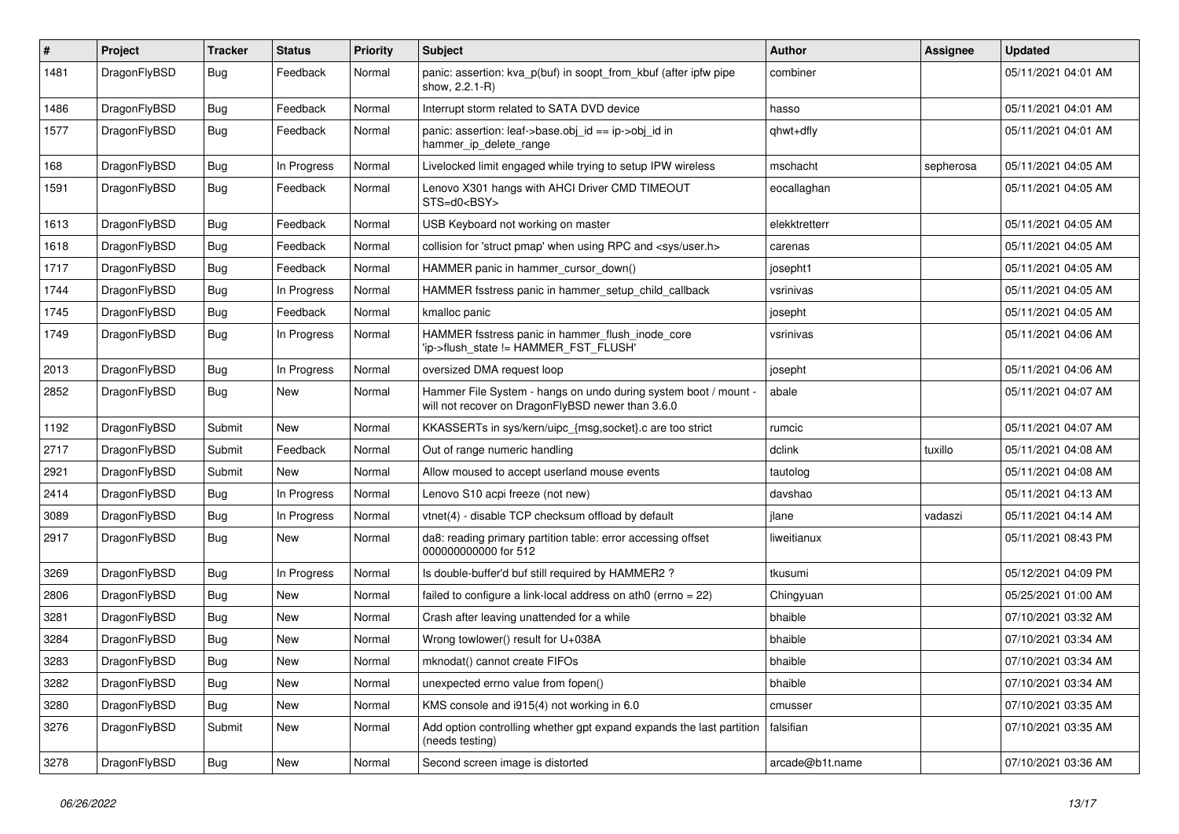| # | Project | Tracker | Status | Priority | Subject | Author | Assignee | Updated |
|---|---|---|---|---|---|---|---|---|
| 1481 | DragonFlyBSD | Bug | Feedback | Normal | panic: assertion: kva_p(buf) in soopt_from_kbuf (after ipfw pipe show, 2.2.1-R) | combiner | | 05/11/2021 04:01 AM |
| 1486 | DragonFlyBSD | Bug | Feedback | Normal | Interrupt storm related to SATA DVD device | hasso | | 05/11/2021 04:01 AM |
| 1577 | DragonFlyBSD | Bug | Feedback | Normal | panic: assertion: leaf->base.obj_id == ip->obj_id in hammer_ip_delete_range | qhwt+dfly | | 05/11/2021 04:01 AM |
| 168 | DragonFlyBSD | Bug | In Progress | Normal | Livelocked limit engaged while trying to setup IPW wireless | mschacht | sepherosa | 05/11/2021 04:05 AM |
| 1591 | DragonFlyBSD | Bug | Feedback | Normal | Lenovo X301 hangs with AHCI Driver CMD TIMEOUT STS=d0<BSY> | eocallaghan | | 05/11/2021 04:05 AM |
| 1613 | DragonFlyBSD | Bug | Feedback | Normal | USB Keyboard not working on master | elekktretterr | | 05/11/2021 04:05 AM |
| 1618 | DragonFlyBSD | Bug | Feedback | Normal | collision for 'struct pmap' when using RPC and <sys/user.h> | carenas | | 05/11/2021 04:05 AM |
| 1717 | DragonFlyBSD | Bug | Feedback | Normal | HAMMER panic in hammer_cursor_down() | josepht1 | | 05/11/2021 04:05 AM |
| 1744 | DragonFlyBSD | Bug | In Progress | Normal | HAMMER fsstress panic in hammer_setup_child_callback | vsrinivas | | 05/11/2021 04:05 AM |
| 1745 | DragonFlyBSD | Bug | Feedback | Normal | kmalloc panic | josepht | | 05/11/2021 04:05 AM |
| 1749 | DragonFlyBSD | Bug | In Progress | Normal | HAMMER fsstress panic in hammer_flush_inode_core 'ip->flush_state != HAMMER_FST_FLUSH' | vsrinivas | | 05/11/2021 04:06 AM |
| 2013 | DragonFlyBSD | Bug | In Progress | Normal | oversized DMA request loop | josepht | | 05/11/2021 04:06 AM |
| 2852 | DragonFlyBSD | Bug | New | Normal | Hammer File System - hangs on undo during system boot / mount - will not recover on DragonFlyBSD newer than 3.6.0 | abale | | 05/11/2021 04:07 AM |
| 1192 | DragonFlyBSD | Submit | New | Normal | KKASSERTs in sys/kern/uipc_{msg,socket}.c are too strict | rumcic | | 05/11/2021 04:07 AM |
| 2717 | DragonFlyBSD | Submit | Feedback | Normal | Out of range numeric handling | dclink | tuxillo | 05/11/2021 04:08 AM |
| 2921 | DragonFlyBSD | Submit | New | Normal | Allow moused to accept userland mouse events | tautolog | | 05/11/2021 04:08 AM |
| 2414 | DragonFlyBSD | Bug | In Progress | Normal | Lenovo S10 acpi freeze (not new) | davshao | | 05/11/2021 04:13 AM |
| 3089 | DragonFlyBSD | Bug | In Progress | Normal | vtnet(4) - disable TCP checksum offload by default | jlane | vadaszi | 05/11/2021 04:14 AM |
| 2917 | DragonFlyBSD | Bug | New | Normal | da8: reading primary partition table: error accessing offset 000000000000 for 512 | liweitianux | | 05/11/2021 08:43 PM |
| 3269 | DragonFlyBSD | Bug | In Progress | Normal | Is double-buffer'd buf still required by HAMMER2 ? | tkusumi | | 05/12/2021 04:09 PM |
| 2806 | DragonFlyBSD | Bug | New | Normal | failed to configure a link-local address on ath0 (errno = 22) | Chingyuan | | 05/25/2021 01:00 AM |
| 3281 | DragonFlyBSD | Bug | New | Normal | Crash after leaving unattended for a while | bhaible | | 07/10/2021 03:32 AM |
| 3284 | DragonFlyBSD | Bug | New | Normal | Wrong towlower() result for U+038A | bhaible | | 07/10/2021 03:34 AM |
| 3283 | DragonFlyBSD | Bug | New | Normal | mknodat() cannot create FIFOs | bhaible | | 07/10/2021 03:34 AM |
| 3282 | DragonFlyBSD | Bug | New | Normal | unexpected errno value from fopen() | bhaible | | 07/10/2021 03:34 AM |
| 3280 | DragonFlyBSD | Bug | New | Normal | KMS console and i915(4) not working in 6.0 | cmusser | | 07/10/2021 03:35 AM |
| 3276 | DragonFlyBSD | Submit | New | Normal | Add option controlling whether gpt expand expands the last partition (needs testing) | falsifian | | 07/10/2021 03:35 AM |
| 3278 | DragonFlyBSD | Bug | New | Normal | Second screen image is distorted | arcade@b1t.name | | 07/10/2021 03:36 AM |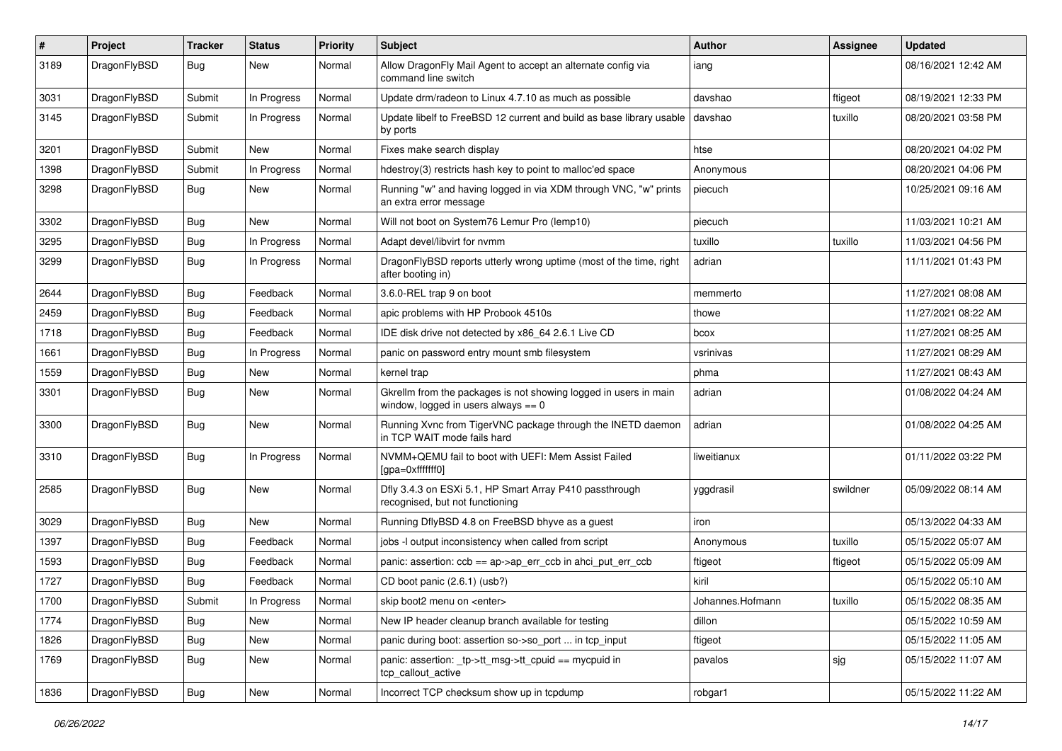| # | Project | Tracker | Status | Priority | Subject | Author | Assignee | Updated |
|---|---|---|---|---|---|---|---|---|
| 3189 | DragonFlyBSD | Bug | New | Normal | Allow DragonFly Mail Agent to accept an alternate config via command line switch | iang | | 08/16/2021 12:42 AM |
| 3031 | DragonFlyBSD | Submit | In Progress | Normal | Update drm/radeon to Linux 4.7.10 as much as possible | davshao | ftigeot | 08/19/2021 12:33 PM |
| 3145 | DragonFlyBSD | Submit | In Progress | Normal | Update libelf to FreeBSD 12 current and build as base library usable by ports | davshao | tuxillo | 08/20/2021 03:58 PM |
| 3201 | DragonFlyBSD | Submit | New | Normal | Fixes make search display | htse | | 08/20/2021 04:02 PM |
| 1398 | DragonFlyBSD | Submit | In Progress | Normal | hdestroy(3) restricts hash key to point to malloc'ed space | Anonymous | | 08/20/2021 04:06 PM |
| 3298 | DragonFlyBSD | Bug | New | Normal | Running "w" and having logged in via XDM through VNC, "w" prints an extra error message | piecuch | | 10/25/2021 09:16 AM |
| 3302 | DragonFlyBSD | Bug | New | Normal | Will not boot on System76 Lemur Pro (lemp10) | piecuch | | 11/03/2021 10:21 AM |
| 3295 | DragonFlyBSD | Bug | In Progress | Normal | Adapt devel/libvirt for nvmm | tuxillo | tuxillo | 11/03/2021 04:56 PM |
| 3299 | DragonFlyBSD | Bug | In Progress | Normal | DragonFlyBSD reports utterly wrong uptime (most of the time, right after booting in) | adrian | | 11/11/2021 01:43 PM |
| 2644 | DragonFlyBSD | Bug | Feedback | Normal | 3.6.0-REL trap 9 on boot | memmerto | | 11/27/2021 08:08 AM |
| 2459 | DragonFlyBSD | Bug | Feedback | Normal | apic problems with HP Probook 4510s | thowe | | 11/27/2021 08:22 AM |
| 1718 | DragonFlyBSD | Bug | Feedback | Normal | IDE disk drive not detected by x86_64 2.6.1 Live CD | bcox | | 11/27/2021 08:25 AM |
| 1661 | DragonFlyBSD | Bug | In Progress | Normal | panic on password entry mount smb filesystem | vsrinivas | | 11/27/2021 08:29 AM |
| 1559 | DragonFlyBSD | Bug | New | Normal | kernel trap | phma | | 11/27/2021 08:43 AM |
| 3301 | DragonFlyBSD | Bug | New | Normal | Gkrellm from the packages is not showing logged in users in main window, logged in users always == 0 | adrian | | 01/08/2022 04:24 AM |
| 3300 | DragonFlyBSD | Bug | New | Normal | Running Xvnc from TigerVNC package through the INETD daemon in TCP WAIT mode fails hard | adrian | | 01/08/2022 04:25 AM |
| 3310 | DragonFlyBSD | Bug | In Progress | Normal | NVMM+QEMU fail to boot with UEFI: Mem Assist Failed [gpa=0xfffffff0] | liweitianux | | 01/11/2022 03:22 PM |
| 2585 | DragonFlyBSD | Bug | New | Normal | Dfly 3.4.3 on ESXi 5.1, HP Smart Array P410 passthrough recognised, but not functioning | yggdrasil | swildner | 05/09/2022 08:14 AM |
| 3029 | DragonFlyBSD | Bug | New | Normal | Running DflyBSD 4.8 on FreeBSD bhyve as a guest | iron | | 05/13/2022 04:33 AM |
| 1397 | DragonFlyBSD | Bug | Feedback | Normal | jobs -l output inconsistency when called from script | Anonymous | tuxillo | 05/15/2022 05:07 AM |
| 1593 | DragonFlyBSD | Bug | Feedback | Normal | panic: assertion: ccb == ap->ap_err_ccb in ahci_put_err_ccb | ftigeot | ftigeot | 05/15/2022 05:09 AM |
| 1727 | DragonFlyBSD | Bug | Feedback | Normal | CD boot panic (2.6.1) (usb?) | kiril | | 05/15/2022 05:10 AM |
| 1700 | DragonFlyBSD | Submit | In Progress | Normal | skip boot2 menu on <enter> | Johannes.Hofmann | tuxillo | 05/15/2022 08:35 AM |
| 1774 | DragonFlyBSD | Bug | New | Normal | New IP header cleanup branch available for testing | dillon | | 05/15/2022 10:59 AM |
| 1826 | DragonFlyBSD | Bug | New | Normal | panic during boot: assertion so->so_port ... in tcp_input | ftigeot | | 05/15/2022 11:05 AM |
| 1769 | DragonFlyBSD | Bug | New | Normal | panic: assertion: _tp->tt_msg->tt_cpuid == mycpuid in tcp_callout_active | pavalos | sjg | 05/15/2022 11:07 AM |
| 1836 | DragonFlyBSD | Bug | New | Normal | Incorrect TCP checksum show up in tcpdump | robgar1 | | 05/15/2022 11:22 AM |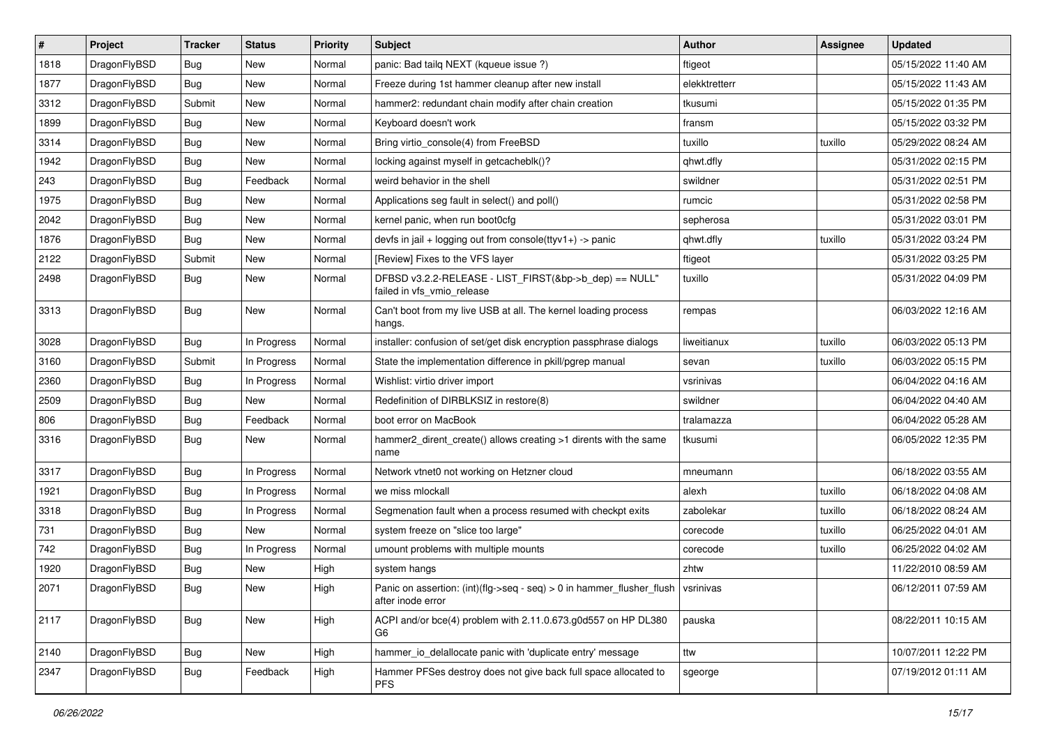| # | Project | Tracker | Status | Priority | Subject | Author | Assignee | Updated |
|---|---|---|---|---|---|---|---|---|
| 1818 | DragonFlyBSD | Bug | New | Normal | panic: Bad tailq NEXT (kqueue issue ?) | ftigeot | | 05/15/2022 11:40 AM |
| 1877 | DragonFlyBSD | Bug | New | Normal | Freeze during 1st hammer cleanup after new install | elekktretterr | | 05/15/2022 11:43 AM |
| 3312 | DragonFlyBSD | Submit | New | Normal | hammer2: redundant chain modify after chain creation | tkusumi | | 05/15/2022 01:35 PM |
| 1899 | DragonFlyBSD | Bug | New | Normal | Keyboard doesn't work | fransm | | 05/15/2022 03:32 PM |
| 3314 | DragonFlyBSD | Bug | New | Normal | Bring virtio_console(4) from FreeBSD | tuxillo | tuxillo | 05/29/2022 08:24 AM |
| 1942 | DragonFlyBSD | Bug | New | Normal | locking against myself in getcacheblk()? | qhwt.dfly | | 05/31/2022 02:15 PM |
| 243 | DragonFlyBSD | Bug | Feedback | Normal | weird behavior in the shell | swildner | | 05/31/2022 02:51 PM |
| 1975 | DragonFlyBSD | Bug | New | Normal | Applications seg fault in select() and poll() | rumcic | | 05/31/2022 02:58 PM |
| 2042 | DragonFlyBSD | Bug | New | Normal | kernel panic, when run boot0cfg | sepherosa | | 05/31/2022 03:01 PM |
| 1876 | DragonFlyBSD | Bug | New | Normal | devfs in jail + logging out from console(ttyv1+) -> panic | qhwt.dfly | tuxillo | 05/31/2022 03:24 PM |
| 2122 | DragonFlyBSD | Submit | New | Normal | [Review] Fixes to the VFS layer | ftigeot | | 05/31/2022 03:25 PM |
| 2498 | DragonFlyBSD | Bug | New | Normal | DFBSD v3.2.2-RELEASE - LIST_FIRST(&bp->b_dep) == NULL" failed in vfs_vmio_release | tuxillo | | 05/31/2022 04:09 PM |
| 3313 | DragonFlyBSD | Bug | New | Normal | Can't boot from my live USB at all. The kernel loading process hangs. | rempas | | 06/03/2022 12:16 AM |
| 3028 | DragonFlyBSD | Bug | In Progress | Normal | installer: confusion of set/get disk encryption passphrase dialogs | liweitianux | tuxillo | 06/03/2022 05:13 PM |
| 3160 | DragonFlyBSD | Submit | In Progress | Normal | State the implementation difference in pkill/pgrep manual | sevan | tuxillo | 06/03/2022 05:15 PM |
| 2360 | DragonFlyBSD | Bug | In Progress | Normal | Wishlist: virtio driver import | vsrinivas | | 06/04/2022 04:16 AM |
| 2509 | DragonFlyBSD | Bug | New | Normal | Redefinition of DIRBLKSIZ in restore(8) | swildner | | 06/04/2022 04:40 AM |
| 806 | DragonFlyBSD | Bug | Feedback | Normal | boot error on MacBook | tralamazza | | 06/04/2022 05:28 AM |
| 3316 | DragonFlyBSD | Bug | New | Normal | hammer2_dirent_create() allows creating >1 dirents with the same name | tkusumi | | 06/05/2022 12:35 PM |
| 3317 | DragonFlyBSD | Bug | In Progress | Normal | Network vtnet0 not working on Hetzner cloud | mneumann | | 06/18/2022 03:55 AM |
| 1921 | DragonFlyBSD | Bug | In Progress | Normal | we miss mlockall | alexh | tuxillo | 06/18/2022 04:08 AM |
| 3318 | DragonFlyBSD | Bug | In Progress | Normal | Segmenation fault when a process resumed with checkpt exits | zabolekar | tuxillo | 06/18/2022 08:24 AM |
| 731 | DragonFlyBSD | Bug | New | Normal | system freeze on "slice too large" | corecode | tuxillo | 06/25/2022 04:01 AM |
| 742 | DragonFlyBSD | Bug | In Progress | Normal | umount problems with multiple mounts | corecode | tuxillo | 06/25/2022 04:02 AM |
| 1920 | DragonFlyBSD | Bug | New | High | system hangs | zhtw | | 11/22/2010 08:59 AM |
| 2071 | DragonFlyBSD | Bug | New | High | Panic on assertion: (int)(flg->seq - seq) > 0 in hammer_flusher_flush after inode error | vsrinivas | | 06/12/2011 07:59 AM |
| 2117 | DragonFlyBSD | Bug | New | High | ACPI and/or bce(4) problem with 2.11.0.673.g0d557 on HP DL380 G6 | pauska | | 08/22/2011 10:15 AM |
| 2140 | DragonFlyBSD | Bug | New | High | hammer_io_delallocate panic with 'duplicate entry' message | ttw | | 10/07/2011 12:22 PM |
| 2347 | DragonFlyBSD | Bug | Feedback | High | Hammer PFSes destroy does not give back full space allocated to PFS | sgeorge | | 07/19/2012 01:11 AM |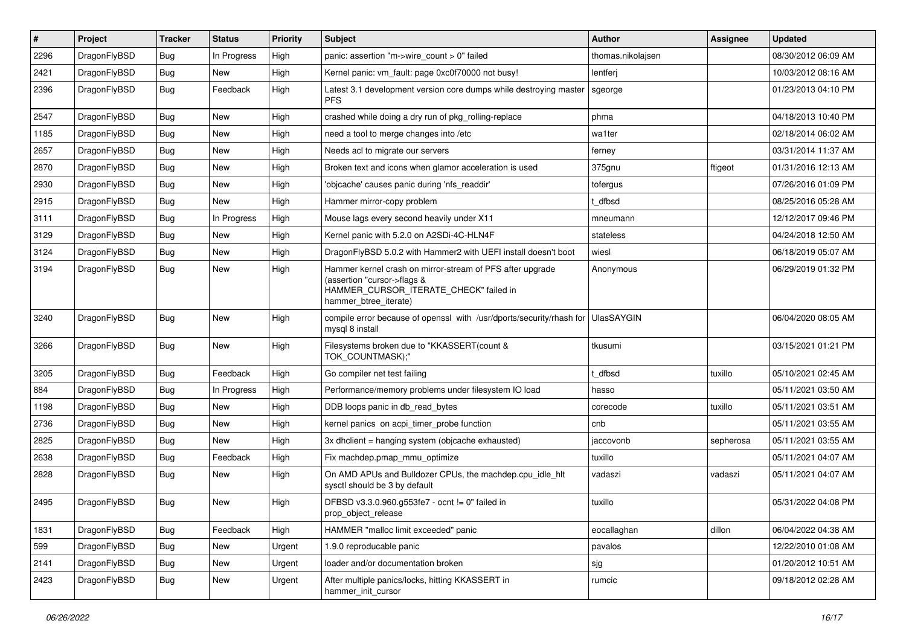| # | Project | Tracker | Status | Priority | Subject | Author | Assignee | Updated |
|---|---|---|---|---|---|---|---|---|
| 2296 | DragonFlyBSD | Bug | In Progress | High | panic: assertion "m->wire_count > 0" failed | thomas.nikolajsen | | 08/30/2012 06:09 AM |
| 2421 | DragonFlyBSD | Bug | New | High | Kernel panic: vm_fault: page 0xc0f70000 not busy! | lentferj | | 10/03/2012 08:16 AM |
| 2396 | DragonFlyBSD | Bug | Feedback | High | Latest 3.1 development version core dumps while destroying master PFS | sgeorge | | 01/23/2013 04:10 PM |
| 2547 | DragonFlyBSD | Bug | New | High | crashed while doing a dry run of pkg_rolling-replace | phma | | 04/18/2013 10:40 PM |
| 1185 | DragonFlyBSD | Bug | New | High | need a tool to merge changes into /etc | wa1ter | | 02/18/2014 06:02 AM |
| 2657 | DragonFlyBSD | Bug | New | High | Needs acl to migrate our servers | ferney | | 03/31/2014 11:37 AM |
| 2870 | DragonFlyBSD | Bug | New | High | Broken text and icons when glamor acceleration is used | 375gnu | ftigeot | 01/31/2016 12:13 AM |
| 2930 | DragonFlyBSD | Bug | New | High | 'objcache' causes panic during 'nfs_readdir' | tofergus | | 07/26/2016 01:09 PM |
| 2915 | DragonFlyBSD | Bug | New | High | Hammer mirror-copy problem | t_dfbsd | | 08/25/2016 05:28 AM |
| 3111 | DragonFlyBSD | Bug | In Progress | High | Mouse lags every second heavily under X11 | mneumann | | 12/12/2017 09:46 PM |
| 3129 | DragonFlyBSD | Bug | New | High | Kernel panic with 5.2.0 on A2SDi-4C-HLN4F | stateless | | 04/24/2018 12:50 AM |
| 3124 | DragonFlyBSD | Bug | New | High | DragonFlyBSD 5.0.2 with Hammer2 with UEFI install doesn't boot | wiesl | | 06/18/2019 05:07 AM |
| 3194 | DragonFlyBSD | Bug | New | High | Hammer kernel crash on mirror-stream of PFS after upgrade (assertion "cursor->flags & HAMMER_CURSOR_ITERATE_CHECK" failed in hammer_btree_iterate) | Anonymous | | 06/29/2019 01:32 PM |
| 3240 | DragonFlyBSD | Bug | New | High | compile error because of openssl with /usr/dports/security/rhash for mysql 8 install | UlasSAYGIN | | 06/04/2020 08:05 AM |
| 3266 | DragonFlyBSD | Bug | New | High | Filesystems broken due to "KKASSERT(count & TOK_COUNTMASK);" | tkusumi | | 03/15/2021 01:21 PM |
| 3205 | DragonFlyBSD | Bug | Feedback | High | Go compiler net test failing | t_dfbsd | tuxillo | 05/10/2021 02:45 AM |
| 884 | DragonFlyBSD | Bug | In Progress | High | Performance/memory problems under filesystem IO load | hasso | | 05/11/2021 03:50 AM |
| 1198 | DragonFlyBSD | Bug | New | High | DDB loops panic in db_read_bytes | corecode | tuxillo | 05/11/2021 03:51 AM |
| 2736 | DragonFlyBSD | Bug | New | High | kernel panics on acpi_timer_probe function | cnb | | 05/11/2021 03:55 AM |
| 2825 | DragonFlyBSD | Bug | New | High | 3x dhclient = hanging system (objcache exhausted) | jaccovonb | sepherosa | 05/11/2021 03:55 AM |
| 2638 | DragonFlyBSD | Bug | Feedback | High | Fix machdep.pmap_mmu_optimize | tuxillo | | 05/11/2021 04:07 AM |
| 2828 | DragonFlyBSD | Bug | New | High | On AMD APUs and Bulldozer CPUs, the machdep.cpu_idle_hlt sysctl should be 3 by default | vadaszi | vadaszi | 05/11/2021 04:07 AM |
| 2495 | DragonFlyBSD | Bug | New | High | DFBSD v3.3.0.960.g553fe7 - ocnt != 0" failed in prop_object_release | tuxillo | | 05/31/2022 04:08 PM |
| 1831 | DragonFlyBSD | Bug | Feedback | High | HAMMER "malloc limit exceeded" panic | eocallaghan | dillon | 06/04/2022 04:38 AM |
| 599 | DragonFlyBSD | Bug | New | Urgent | 1.9.0 reproducable panic | pavalos | | 12/22/2010 01:08 AM |
| 2141 | DragonFlyBSD | Bug | New | Urgent | loader and/or documentation broken | sjg | | 01/20/2012 10:51 AM |
| 2423 | DragonFlyBSD | Bug | New | Urgent | After multiple panics/locks, hitting KKASSERT in hammer_init_cursor | rumcic | | 09/18/2012 02:28 AM |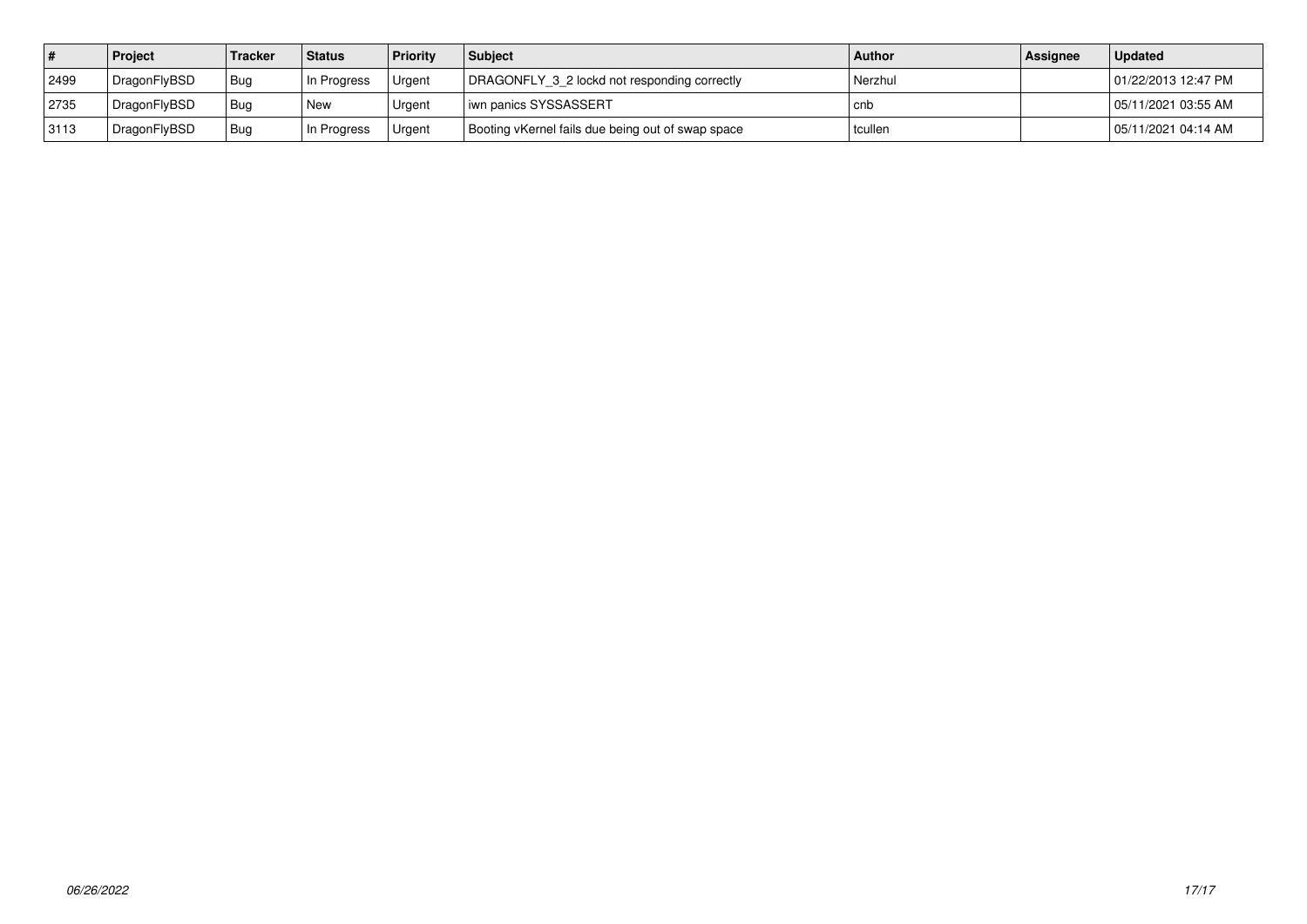| # | Project | Tracker | Status | Priority | Subject | Author | Assignee | Updated |
|---|---|---|---|---|---|---|---|---|
| 2499 | DragonFlyBSD | Bug | In Progress | Urgent | DRAGONFLY_3_2 lockd not responding correctly | Nerzhul | | 01/22/2013 12:47 PM |
| 2735 | DragonFlyBSD | Bug | New | Urgent | iwn panics SYSSASSERT | cnb | | 05/11/2021 03:55 AM |
| 3113 | DragonFlyBSD | Bug | In Progress | Urgent | Booting vKernel fails due being out of swap space | tcullen | | 05/11/2021 04:14 AM |